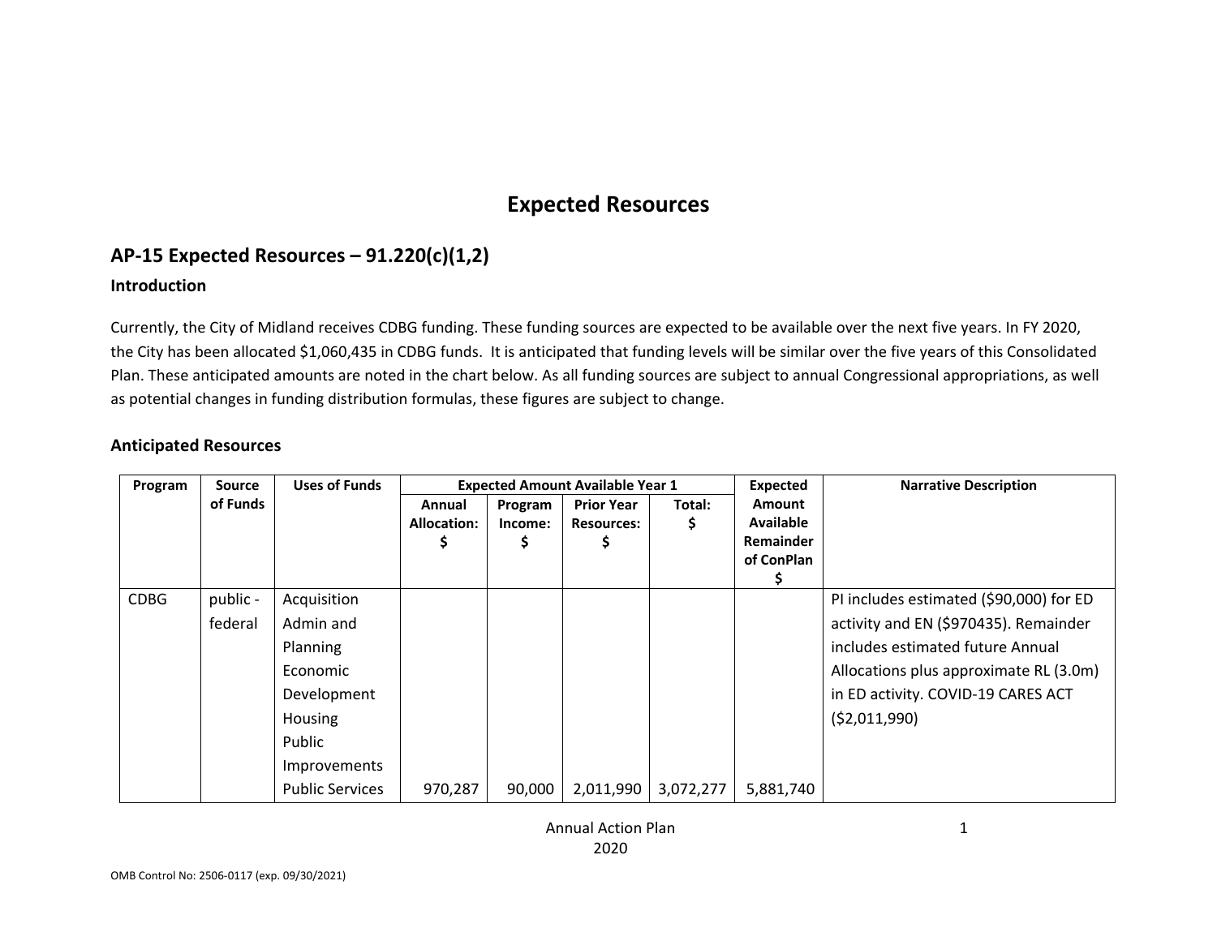# Expected Resources

## AP-15 Expected Resources – 91.220(c)(1,2)

### Introduction

Currently, the City of Midland receives CDBG funding. These funding sources are expected to be available over the next five years. In FY 2020, the City has been allocated $1,060,435 in CDBG funds.  It is anticipated that funding levels will be similar over the five years of this Consolidated Plan. These anticipated amounts are noted in the chart below. As all funding sources are subject to annual Congressional appropriations, as well as potential changes in funding distribution formulas, these figures are subject to change.

### Anticipated Resources

| Program | Source of Funds | Uses of Funds | Expected Amount Available Year 1 | | | | Expected Amount Available Remainder of ConPlan $ | Narrative Description |
|---|---|---|---|---|---|---|---|---|
| | | | Annual Allocation: $ | Program Income: $ | Prior Year Resources: $ | Total: $ | | |
| CDBG | public - federal | Acquisition<br>Admin and Planning<br>Economic Development<br>Housing<br>Public Improvements<br>Public Services | 970,287 | 90,000 | 2,011,990 | 3,072,277 | 5,881,740 | PI includes estimated ($90,000) for ED activity and EN ($970435). Remainder includes estimated future Annual Allocations plus approximate RL (3.0m) in ED activity. COVID-19 CARES ACT ($2,011,990) |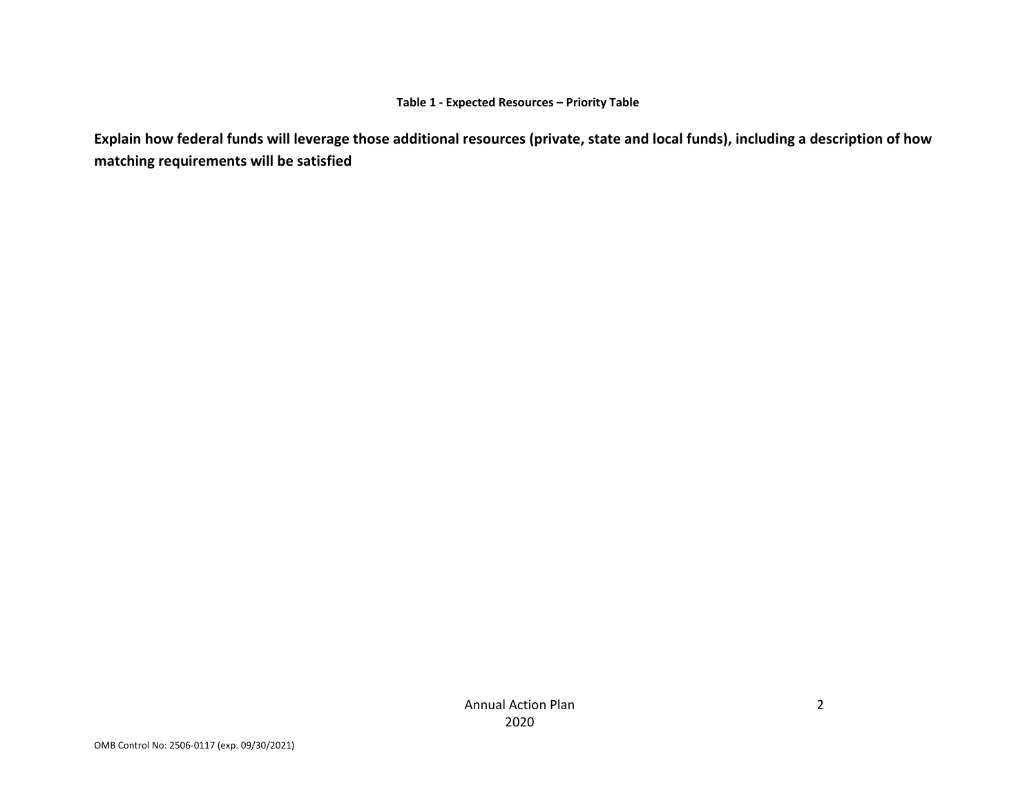**Table 1 - Expected Resources – Priority Table**

**Explain how federal funds will leverage those additional resources (private, state and local funds), including a description of how matching requirements will be satisfied**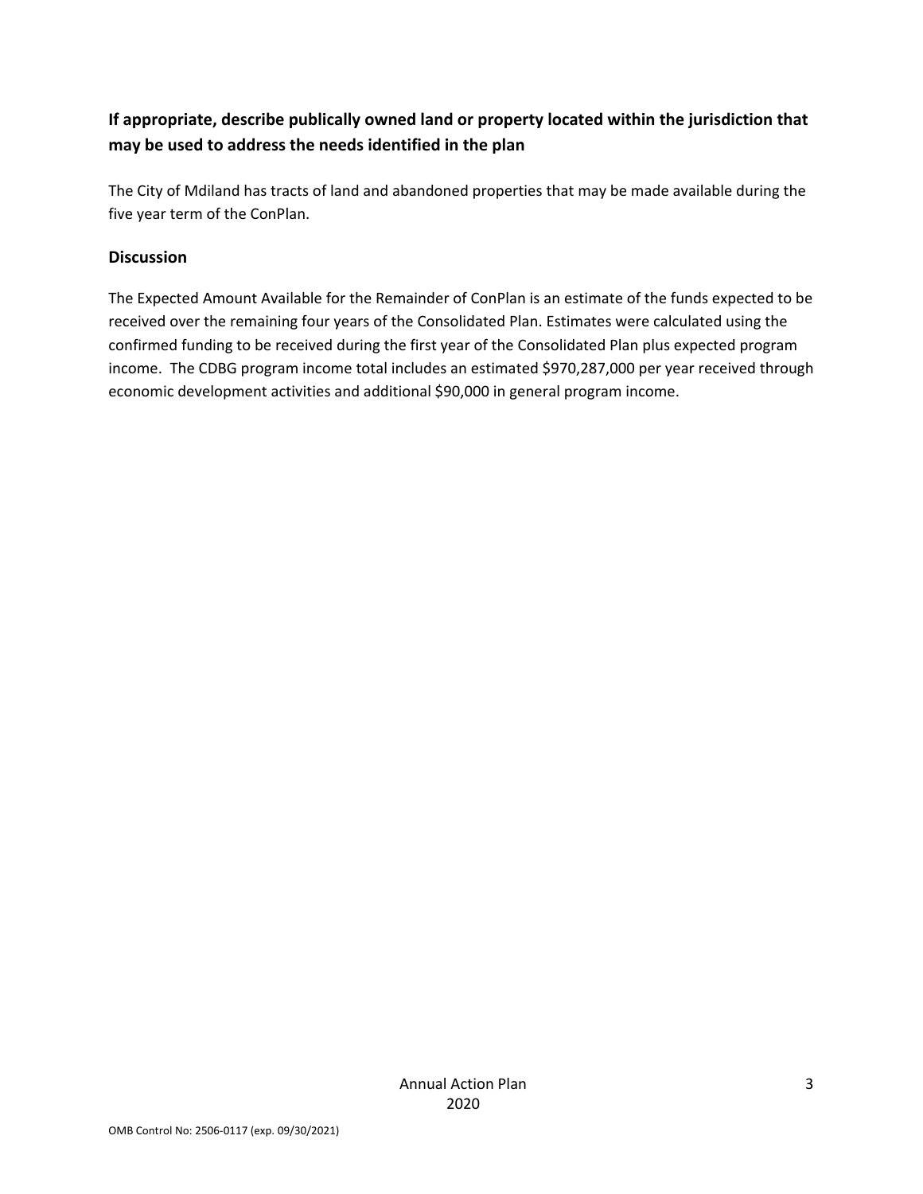**If appropriate, describe publically owned land or property located within the jurisdiction that may be used to address the needs identified in the plan**

The City of Mdiland has tracts of land and abandoned properties that may be made available during the five year term of the ConPlan.

**Discussion**

The Expected Amount Available for the Remainder of ConPlan is an estimate of the funds expected to be received over the remaining four years of the Consolidated Plan. Estimates were calculated using the confirmed funding to be received during the first year of the Consolidated Plan plus expected program income. The CDBG program income total includes an estimated $970,287,000 per year received through economic development activities and additional $90,000 in general program income.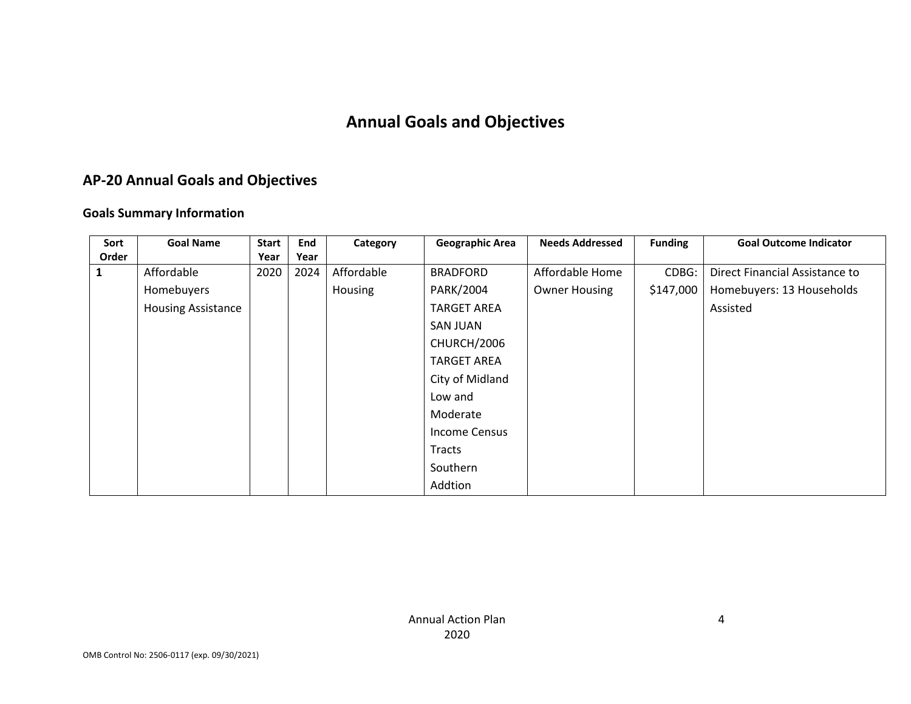# Annual Goals and Objectives

## AP-20 Annual Goals and Objectives

### Goals Summary Information

| Sort Order | Goal Name | Start Year | End Year | Category | Geographic Area | Needs Addressed | Funding | Goal Outcome Indicator |
|---|---|---|---|---|---|---|---|---|
| **1** | Affordable Homebuyers Housing Assistance | 2020 | 2024 | Affordable Housing | BRADFORD PARK/2004 TARGET AREA SAN JUAN CHURCH/2006 TARGET AREA City of Midland Low and Moderate Income Census Tracts Southern Addtion | Affordable Home Owner Housing | CDBG: $147,000 | Direct Financial Assistance to Homebuyers: 13 Households Assisted |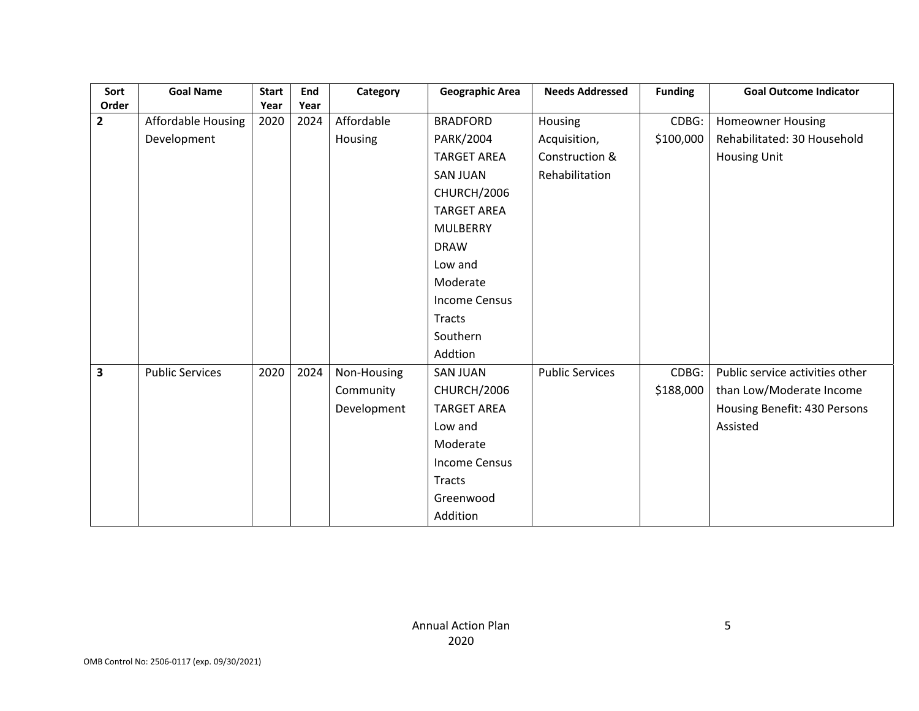| Sort Order | Goal Name | Start Year | End Year | Category | Geographic Area | Needs Addressed | Funding | Goal Outcome Indicator |
|---|---|---|---|---|---|---|---|---|
| **2** | Affordable Housing Development | 2020 | 2024 | Affordable Housing | BRADFORD PARK/2004 TARGET AREA SAN JUAN CHURCH/2006 TARGET AREA MULBERRY DRAW Low and Moderate Income Census Tracts Southern Addtion | Housing Acquisition, Construction & Rehabilitation | CDBG: $100,000 | Homeowner Housing Rehabilitated: 30 Household Housing Unit |
| **3** | Public Services | 2020 | 2024 | Non-Housing Community Development | SAN JUAN CHURCH/2006 TARGET AREA Low and Moderate Income Census Tracts Greenwood Addition | Public Services | CDBG: $188,000 | Public service activities other than Low/Moderate Income Housing Benefit: 430 Persons Assisted |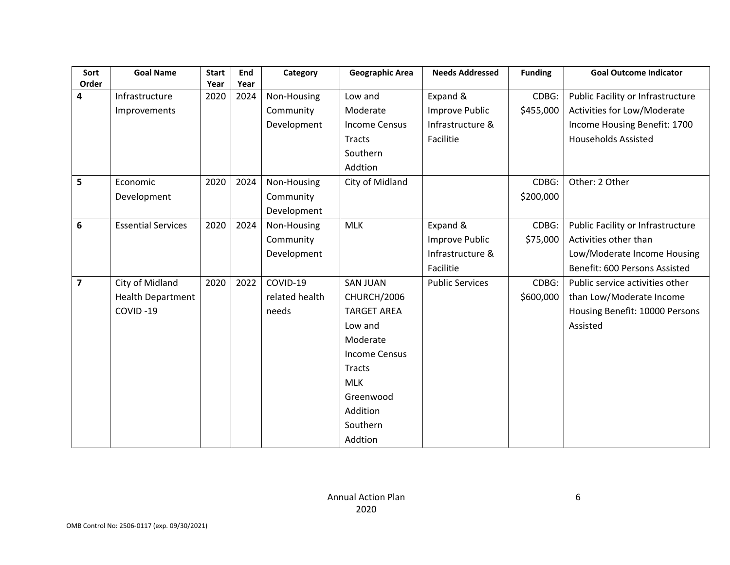| Sort Order | Goal Name | Start Year | End Year | Category | Geographic Area | Needs Addressed | Funding | Goal Outcome Indicator |
|---|---|---|---|---|---|---|---|---|
| 4 | Infrastructure Improvements | 2020 | 2024 | Non-Housing Community Development | Low and Moderate Income Census Tracts Southern Addtion | Expand & Improve Public Infrastructure & Facilitie | CDBG: $455,000 | Public Facility or Infrastructure Activities for Low/Moderate Income Housing Benefit: 1700 Households Assisted |
| 5 | Economic Development | 2020 | 2024 | Non-Housing Community Development | City of Midland | | CDBG: $200,000 | Other: 2 Other |
| 6 | Essential Services | 2020 | 2024 | Non-Housing Community Development | MLK | Expand & Improve Public Infrastructure & Facilitie | CDBG: $75,000 | Public Facility or Infrastructure Activities other than Low/Moderate Income Housing Benefit: 600 Persons Assisted |
| 7 | City of Midland Health Department COVID -19 | 2020 | 2022 | COVID-19 related health needs | SAN JUAN CHURCH/2006 TARGET AREA Low and Moderate Income Census Tracts MLK Greenwood Addition Southern Addtion | Public Services | CDBG: $600,000 | Public service activities other than Low/Moderate Income Housing Benefit: 10000 Persons Assisted |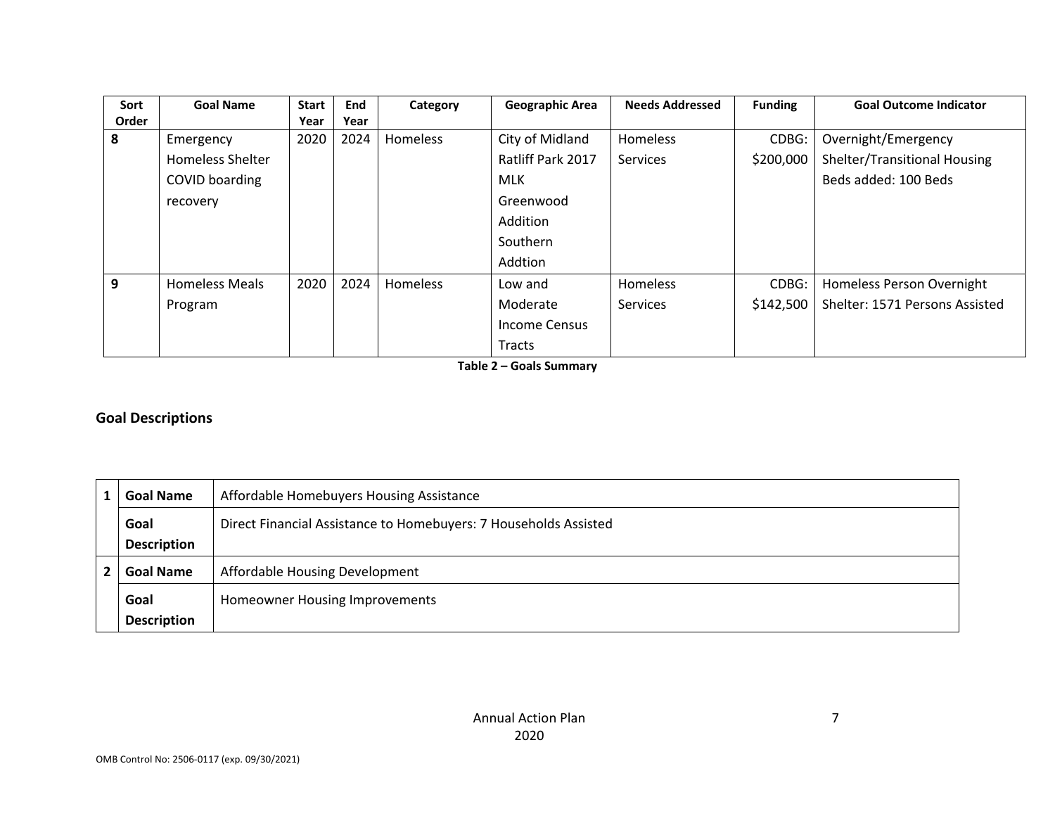| Sort Order | Goal Name | Start Year | End Year | Category | Geographic Area | Needs Addressed | Funding | Goal Outcome Indicator |
|---|---|---|---|---|---|---|---|---|
| 8 | Emergency Homeless Shelter COVID boarding recovery | 2020 | 2024 | Homeless | City of Midland Ratliff Park 2017 MLK Greenwood Addition Southern Addtion | Homeless Services | CDBG: $200,000 | Overnight/Emergency Shelter/Transitional Housing Beds added: 100 Beds |
| 9 | Homeless Meals Program | 2020 | 2024 | Homeless | Low and Moderate Income Census Tracts | Homeless Services | CDBG: $142,500 | Homeless Person Overnight Shelter: 1571 Persons Assisted |

**Table 2 – Goals Summary**

## Goal Descriptions

| | | |
|---|---|---|
| 1 | **Goal Name** | Affordable Homebuyers Housing Assistance |
| | **Goal Description** | Direct Financial Assistance to Homebuyers: 7 Households Assisted |
| 2 | **Goal Name** | Affordable Housing Development |
| | **Goal Description** | Homeowner Housing Improvements |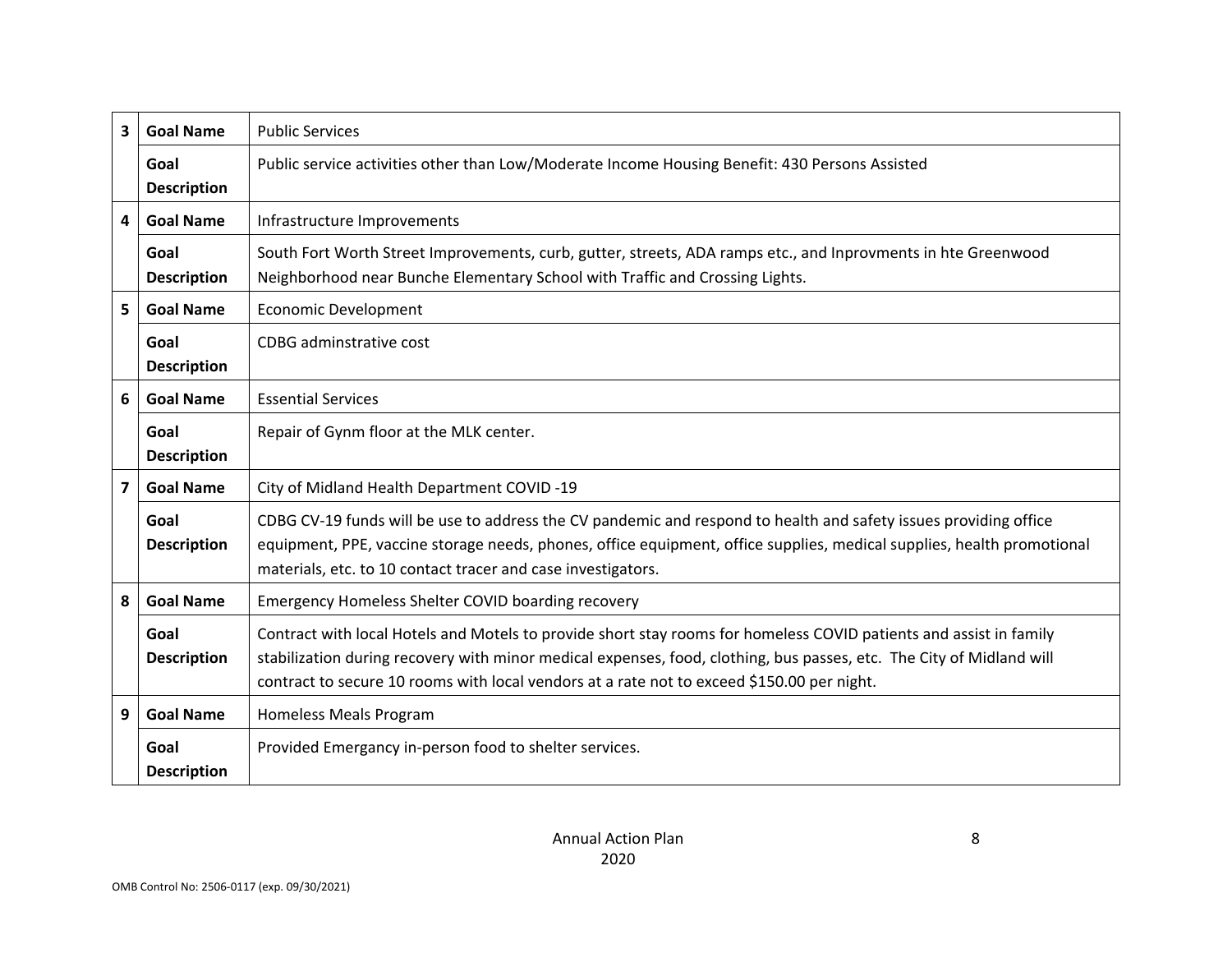| | | |
|---|---|---|
| 3 | **Goal Name** | Public Services |
| | **Goal Description** | Public service activities other than Low/Moderate Income Housing Benefit: 430 Persons Assisted |
| 4 | **Goal Name** | Infrastructure Improvements |
| | **Goal Description** | South Fort Worth Street Improvements, curb, gutter, streets, ADA ramps etc., and Inprovments in hte Greenwood Neighborhood near Bunche Elementary School with Traffic and Crossing Lights. |
| 5 | **Goal Name** | Economic Development |
| | **Goal Description** | CDBG adminstrative cost |
| 6 | **Goal Name** | Essential Services |
| | **Goal Description** | Repair of Gynm floor at the MLK center. |
| 7 | **Goal Name** | City of Midland Health Department COVID -19 |
| | **Goal Description** | CDBG CV-19 funds will be use to address the CV pandemic and respond to health and safety issues providing office equipment, PPE, vaccine storage needs, phones, office equipment, office supplies, medical supplies, health promotional materials, etc. to 10 contact tracer and case investigators. |
| 8 | **Goal Name** | Emergency Homeless Shelter COVID boarding recovery |
| | **Goal Description** | Contract with local Hotels and Motels to provide short stay rooms for homeless COVID patients and assist in family stabilization during recovery with minor medical expenses, food, clothing, bus passes, etc. The City of Midland will contract to secure 10 rooms with local vendors at a rate not to exceed $150.00 per night. |
| 9 | **Goal Name** | Homeless Meals Program |
| | **Goal Description** | Provided Emergancy in-person food to shelter services. |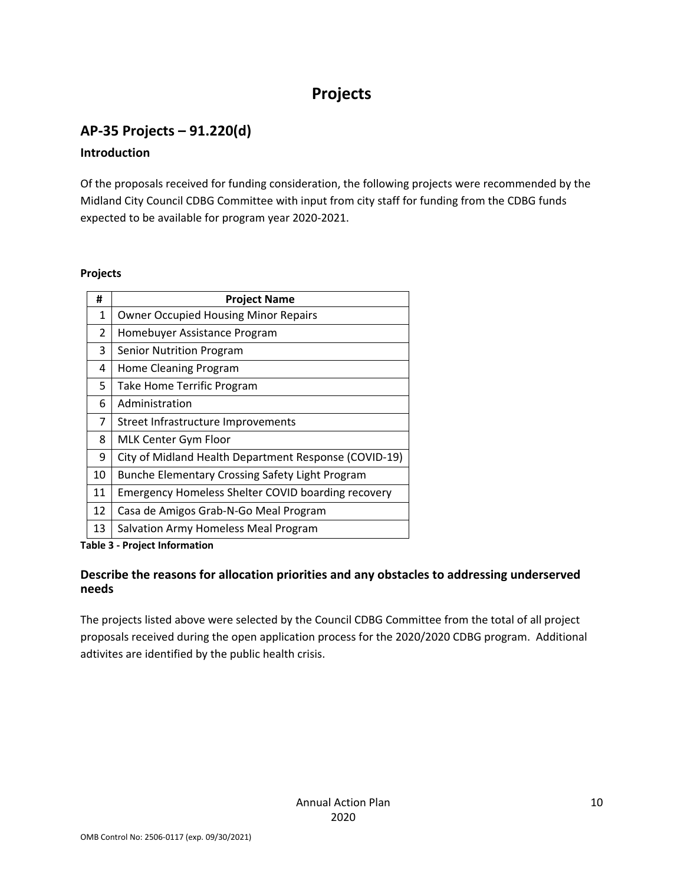# Projects

## AP-35 Projects – 91.220(d)

### Introduction

Of the proposals received for funding consideration, the following projects were recommended by the Midland City Council CDBG Committee with input from city staff for funding from the CDBG funds expected to be available for program year 2020-2021.

**Projects**

| # | Project Name |
|---|---|
| 1 | Owner Occupied Housing Minor Repairs |
| 2 | Homebuyer Assistance Program |
| 3 | Senior Nutrition Program |
| 4 | Home Cleaning Program |
| 5 | Take Home Terrific Program |
| 6 | Administration |
| 7 | Street Infrastructure Improvements |
| 8 | MLK Center Gym Floor |
| 9 | City of Midland Health Department Response (COVID-19) |
| 10 | Bunche Elementary Crossing Safety Light Program |
| 11 | Emergency Homeless Shelter COVID boarding recovery |
| 12 | Casa de Amigos Grab-N-Go Meal Program |
| 13 | Salvation Army Homeless Meal Program |

**Table 3 - Project Information**

### Describe the reasons for allocation priorities and any obstacles to addressing underserved needs

The projects listed above were selected by the Council CDBG Committee from the total of all project proposals received during the open application process for the 2020/2020 CDBG program. Additional adtivites are identified by the public health crisis.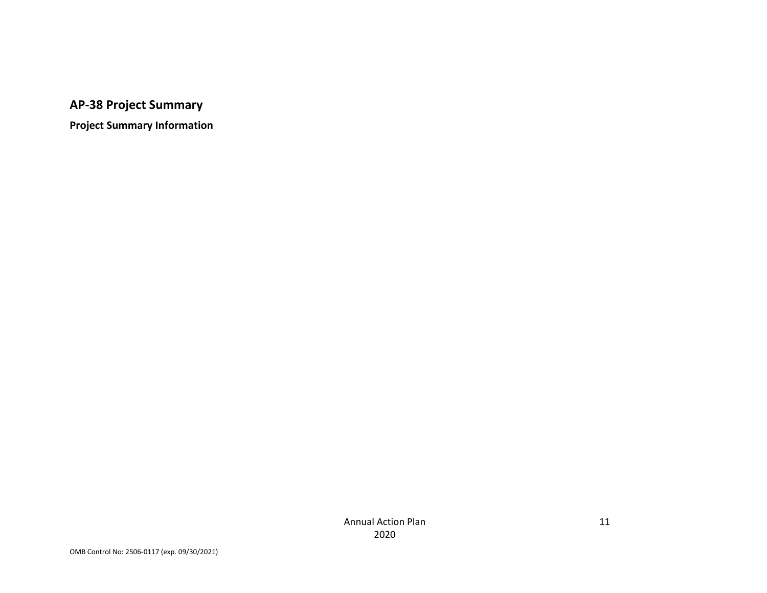## AP-38 Project Summary

**Project Summary Information**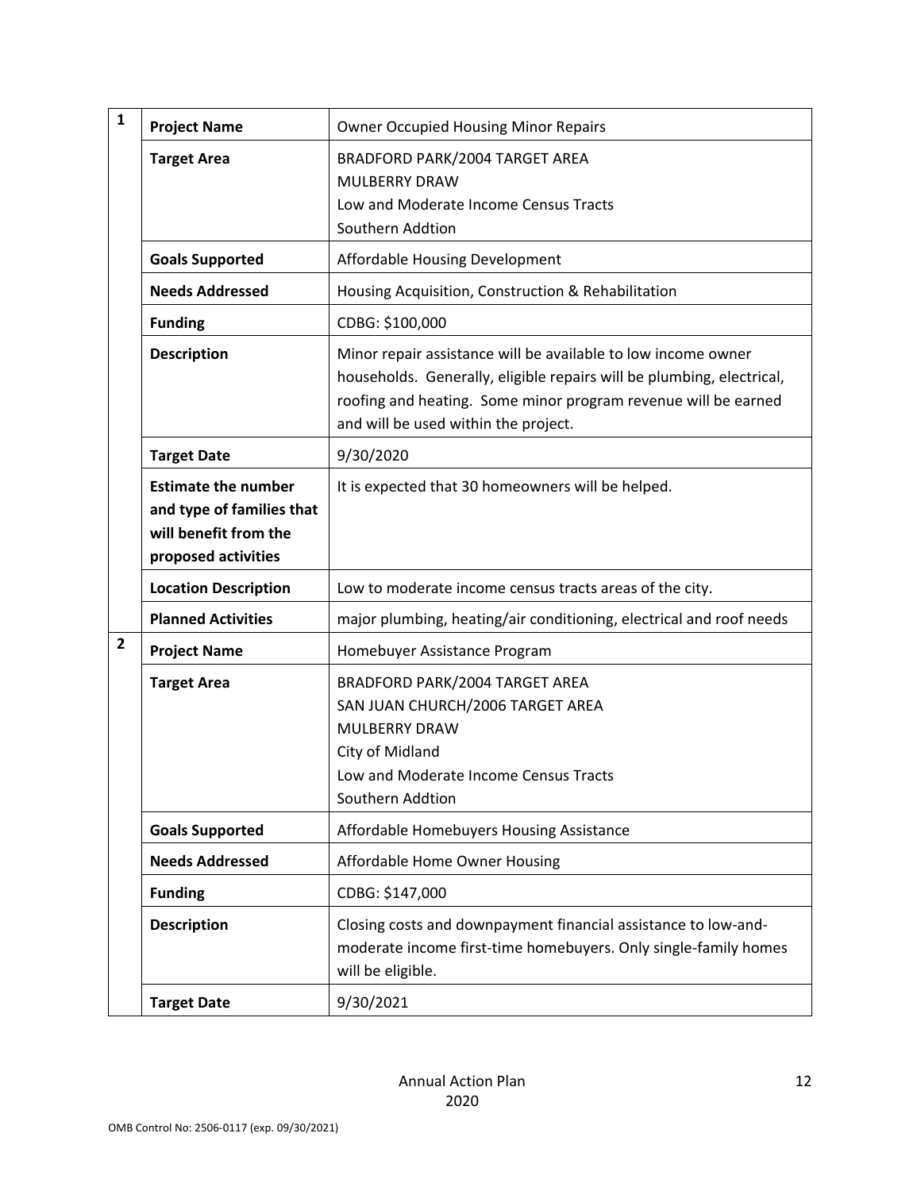| | | |
|---|---|---|
| **1** | **Project Name** | Owner Occupied Housing Minor Repairs |
| | **Target Area** | BRADFORD PARK/2004 TARGET AREA<br>MULBERRY DRAW<br>Low and Moderate Income Census Tracts<br>Southern Addtion |
| | **Goals Supported** | Affordable Housing Development |
| | **Needs Addressed** | Housing Acquisition, Construction & Rehabilitation |
| | **Funding** | CDBG: $100,000 |
| | **Description** | Minor repair assistance will be available to low income owner households. Generally, eligible repairs will be plumbing, electrical, roofing and heating. Some minor program revenue will be earned and will be used within the project. |
| | **Target Date** | 9/30/2020 |
| | **Estimate the number and type of families that will benefit from the proposed activities** | It is expected that 30 homeowners will be helped. |
| | **Location Description** | Low to moderate income census tracts areas of the city. |
| | **Planned Activities** | major plumbing, heating/air conditioning, electrical and roof needs |
| **2** | **Project Name** | Homebuyer Assistance Program |
| | **Target Area** | BRADFORD PARK/2004 TARGET AREA<br>SAN JUAN CHURCH/2006 TARGET AREA<br>MULBERRY DRAW<br>City of Midland<br>Low and Moderate Income Census Tracts<br>Southern Addtion |
| | **Goals Supported** | Affordable Homebuyers Housing Assistance |
| | **Needs Addressed** | Affordable Home Owner Housing |
| | **Funding** | CDBG: $147,000 |
| | **Description** | Closing costs and downpayment financial assistance to low-and-moderate income first-time homebuyers. Only single-family homes will be eligible. |
| | **Target Date** | 9/30/2021 |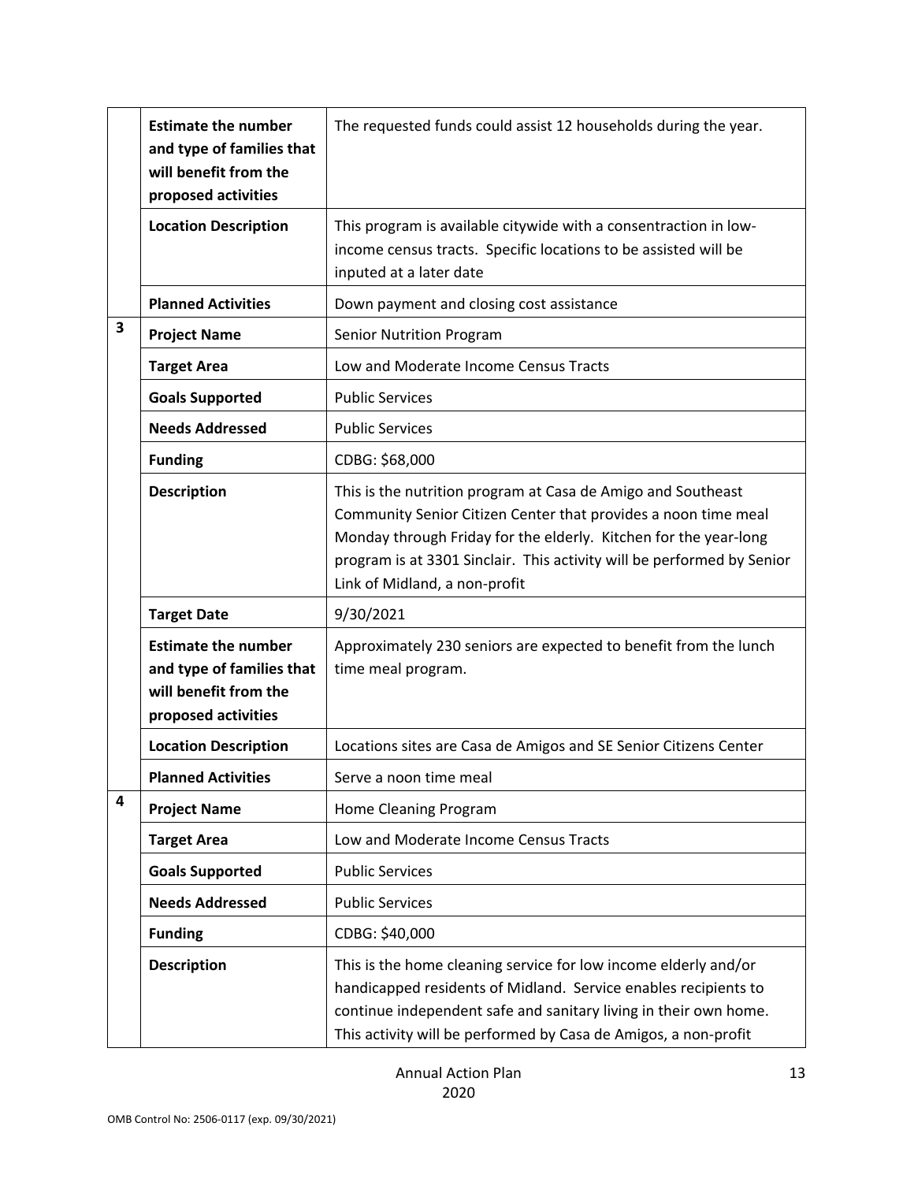| | | |
|---|---|---|
| | **Estimate the number and type of families that will benefit from the proposed activities** | The requested funds could assist 12 households during the year. |
| | **Location Description** | This program is available citywide with a consentraction in low-income census tracts. Specific locations to be assisted will be inputed at a later date |
| | **Planned Activities** | Down payment and closing cost assistance |
| **3** | **Project Name** | Senior Nutrition Program |
| | **Target Area** | Low and Moderate Income Census Tracts |
| | **Goals Supported** | Public Services |
| | **Needs Addressed** | Public Services |
| | **Funding** | CDBG: $68,000 |
| | **Description** | This is the nutrition program at Casa de Amigo and Southeast Community Senior Citizen Center that provides a noon time meal Monday through Friday for the elderly. Kitchen for the year-long program is at 3301 Sinclair. This activity will be performed by Senior Link of Midland, a non-profit |
| | **Target Date** | 9/30/2021 |
| | **Estimate the number and type of families that will benefit from the proposed activities** | Approximately 230 seniors are expected to benefit from the lunch time meal program. |
| | **Location Description** | Locations sites are Casa de Amigos and SE Senior Citizens Center |
| | **Planned Activities** | Serve a noon time meal |
| **4** | **Project Name** | Home Cleaning Program |
| | **Target Area** | Low and Moderate Income Census Tracts |
| | **Goals Supported** | Public Services |
| | **Needs Addressed** | Public Services |
| | **Funding** | CDBG: $40,000 |
| | **Description** | This is the home cleaning service for low income elderly and/or handicapped residents of Midland. Service enables recipients to continue independent safe and sanitary living in their own home. This activity will be performed by Casa de Amigos, a non-profit |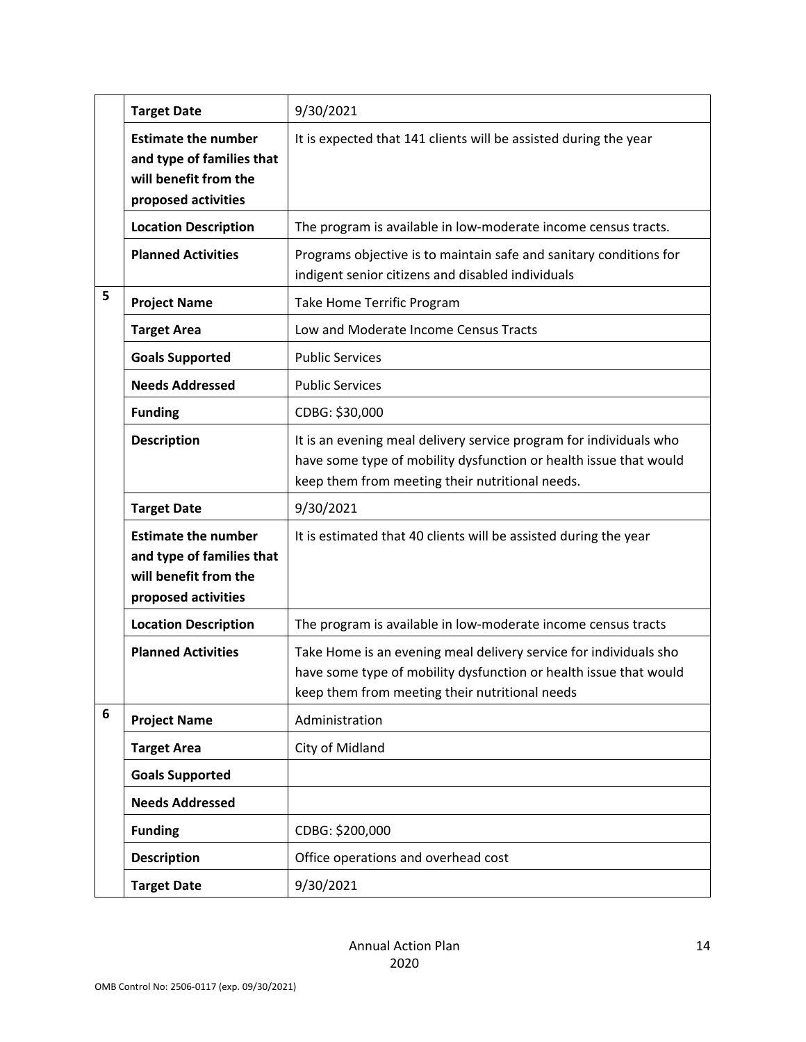| | | |
|---|---|---|
| | **Target Date** | 9/30/2021 |
| | **Estimate the number and type of families that will benefit from the proposed activities** | It is expected that 141 clients will be assisted during the year |
| | **Location Description** | The program is available in low-moderate income census tracts. |
| | **Planned Activities** | Programs objective is to maintain safe and sanitary conditions for indigent senior citizens and disabled individuals |
| 5 | **Project Name** | Take Home Terrific Program |
| | **Target Area** | Low and Moderate Income Census Tracts |
| | **Goals Supported** | Public Services |
| | **Needs Addressed** | Public Services |
| | **Funding** | CDBG: $30,000 |
| | **Description** | It is an evening meal delivery service program for individuals who have some type of mobility dysfunction or health issue that would keep them from meeting their nutritional needs. |
| | **Target Date** | 9/30/2021 |
| | **Estimate the number and type of families that will benefit from the proposed activities** | It is estimated that 40 clients will be assisted during the year |
| | **Location Description** | The program is available in low-moderate income census tracts |
| | **Planned Activities** | Take Home is an evening meal delivery service for individuals sho have some type of mobility dysfunction or health issue that would keep them from meeting their nutritional needs |
| 6 | **Project Name** | Administration |
| | **Target Area** | City of Midland |
| | **Goals Supported** | |
| | **Needs Addressed** | |
| | **Funding** | CDBG: $200,000 |
| | **Description** | Office operations and overhead cost |
| | **Target Date** | 9/30/2021 |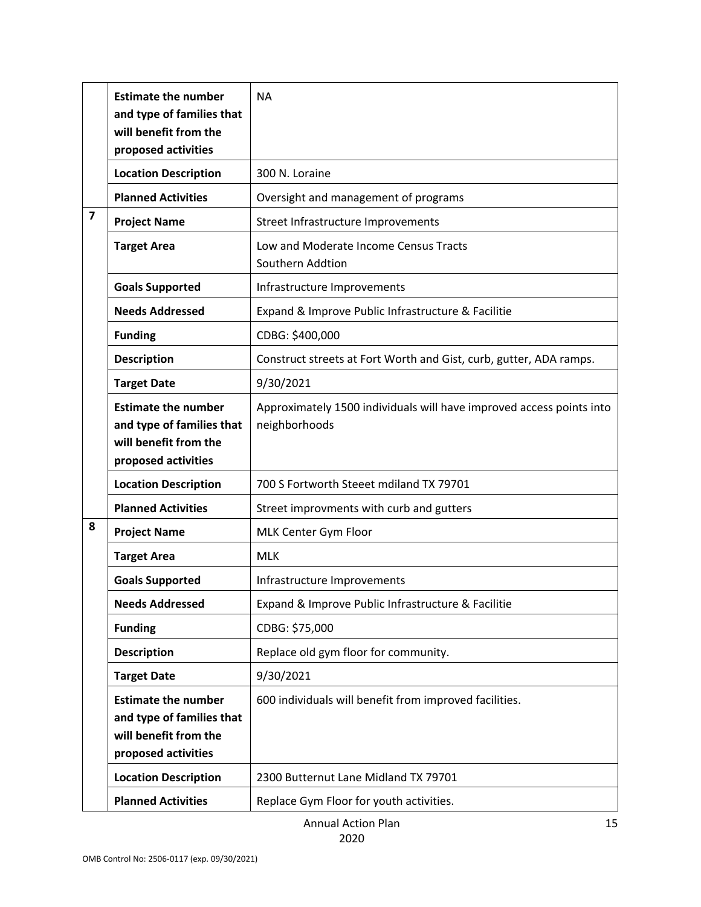| | | |
|---|---|---|
| | **Estimate the number and type of families that will benefit from the proposed activities** | NA |
| | **Location Description** | 300 N. Loraine |
| | **Planned Activities** | Oversight and management of programs |
| **7** | **Project Name** | Street Infrastructure Improvements |
| | **Target Area** | Low and Moderate Income Census Tracts<br>Southern Addtion |
| | **Goals Supported** | Infrastructure Improvements |
| | **Needs Addressed** | Expand & Improve Public Infrastructure & Facilitie |
| | **Funding** | CDBG: $400,000 |
| | **Description** | Construct streets at Fort Worth and Gist, curb, gutter, ADA ramps. |
| | **Target Date** | 9/30/2021 |
| | **Estimate the number and type of families that will benefit from the proposed activities** | Approximately 1500 individuals will have improved access points into neighborhoods |
| | **Location Description** | 700 S Fortworth Steeet mdiland TX 79701 |
| | **Planned Activities** | Street improvments with curb and gutters |
| **8** | **Project Name** | MLK Center Gym Floor |
| | **Target Area** | MLK |
| | **Goals Supported** | Infrastructure Improvements |
| | **Needs Addressed** | Expand & Improve Public Infrastructure & Facilitie |
| | **Funding** | CDBG: $75,000 |
| | **Description** | Replace old gym floor for community. |
| | **Target Date** | 9/30/2021 |
| | **Estimate the number and type of families that will benefit from the proposed activities** | 600 individuals will benefit from improved facilities. |
| | **Location Description** | 2300 Butternut Lane Midland TX 79701 |
| | **Planned Activities** | Replace Gym Floor for youth activities. |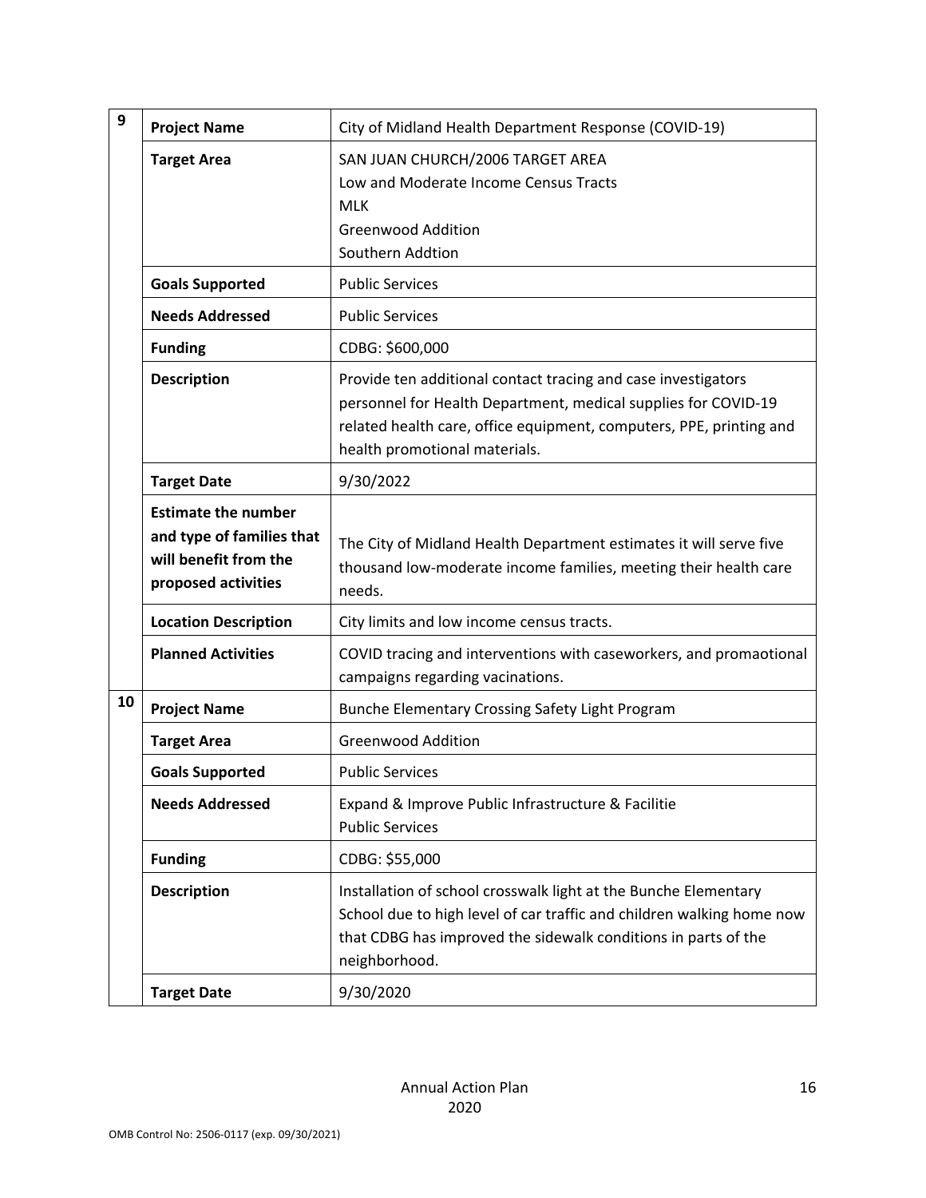| | | |
|---|---|---|
| 9 | **Project Name** | City of Midland Health Department Response (COVID-19) |
| | **Target Area** | SAN JUAN CHURCH/2006 TARGET AREA<br>Low and Moderate Income Census Tracts<br>MLK<br>Greenwood Addition<br>Southern Addtion |
| | **Goals Supported** | Public Services |
| | **Needs Addressed** | Public Services |
| | **Funding** | CDBG: $600,000 |
| | **Description** | Provide ten additional contact tracing and case investigators personnel for Health Department, medical supplies for COVID-19 related health care, office equipment, computers, PPE, printing and health promotional materials. |
| | **Target Date** | 9/30/2022 |
| | **Estimate the number and type of families that will benefit from the proposed activities** | The City of Midland Health Department estimates it will serve five thousand low-moderate income families, meeting their health care needs. |
| | **Location Description** | City limits and low income census tracts. |
| | **Planned Activities** | COVID tracing and interventions with caseworkers, and promaotional campaigns regarding vacinations. |
| 10 | **Project Name** | Bunche Elementary Crossing Safety Light Program |
| | **Target Area** | Greenwood Addition |
| | **Goals Supported** | Public Services |
| | **Needs Addressed** | Expand & Improve Public Infrastructure & Facilitie<br>Public Services |
| | **Funding** | CDBG: $55,000 |
| | **Description** | Installation of school crosswalk light at the Bunche Elementary School due to high level of car traffic and children walking home now that CDBG has improved the sidewalk conditions in parts of the neighborhood. |
| | **Target Date** | 9/30/2020 |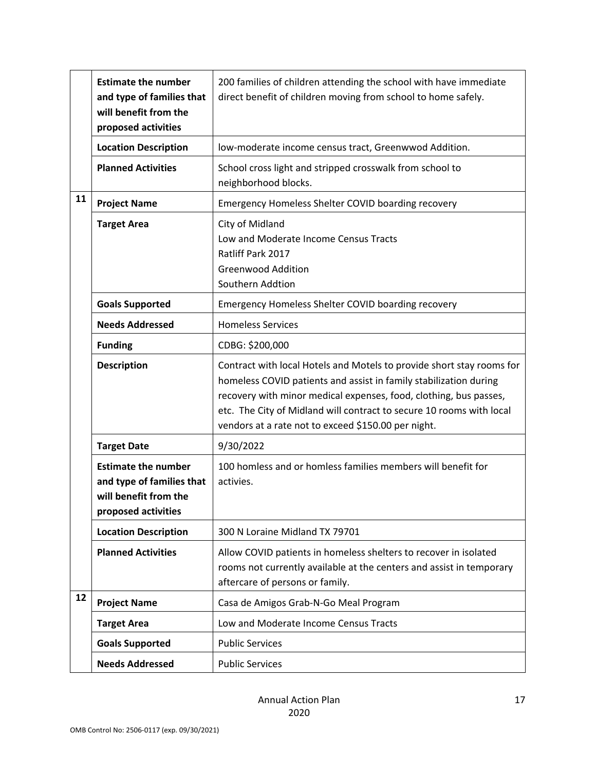| | | |
|---|---|---|
| | **Estimate the number and type of families that will benefit from the proposed activities** | 200 families of children attending the school with have immediate direct benefit of children moving from school to home safely. |
| | **Location Description** | low-moderate income census tract, Greenwwod Addition. |
| | **Planned Activities** | School cross light and stripped crosswalk from school to neighborhood blocks. |
| **11** | **Project Name** | Emergency Homeless Shelter COVID boarding recovery |
| | **Target Area** | City of Midland<br>Low and Moderate Income Census Tracts<br>Ratliff Park 2017<br>Greenwood Addition<br>Southern Addtion |
| | **Goals Supported** | Emergency Homeless Shelter COVID boarding recovery |
| | **Needs Addressed** | Homeless Services |
| | **Funding** | CDBG: $200,000 |
| | **Description** | Contract with local Hotels and Motels to provide short stay rooms for homeless COVID patients and assist in family stabilization during recovery with minor medical expenses, food, clothing, bus passes, etc. The City of Midland will contract to secure 10 rooms with local vendors at a rate not to exceed $150.00 per night. |
| | **Target Date** | 9/30/2022 |
| | **Estimate the number and type of families that will benefit from the proposed activities** | 100 homless and or homless families members will benefit for activies. |
| | **Location Description** | 300 N Loraine Midland TX 79701 |
| | **Planned Activities** | Allow COVID patients in homeless shelters to recover in isolated rooms not currently available at the centers and assist in temporary aftercare of persons or family. |
| **12** | **Project Name** | Casa de Amigos Grab-N-Go Meal Program |
| | **Target Area** | Low and Moderate Income Census Tracts |
| | **Goals Supported** | Public Services |
| | **Needs Addressed** | Public Services |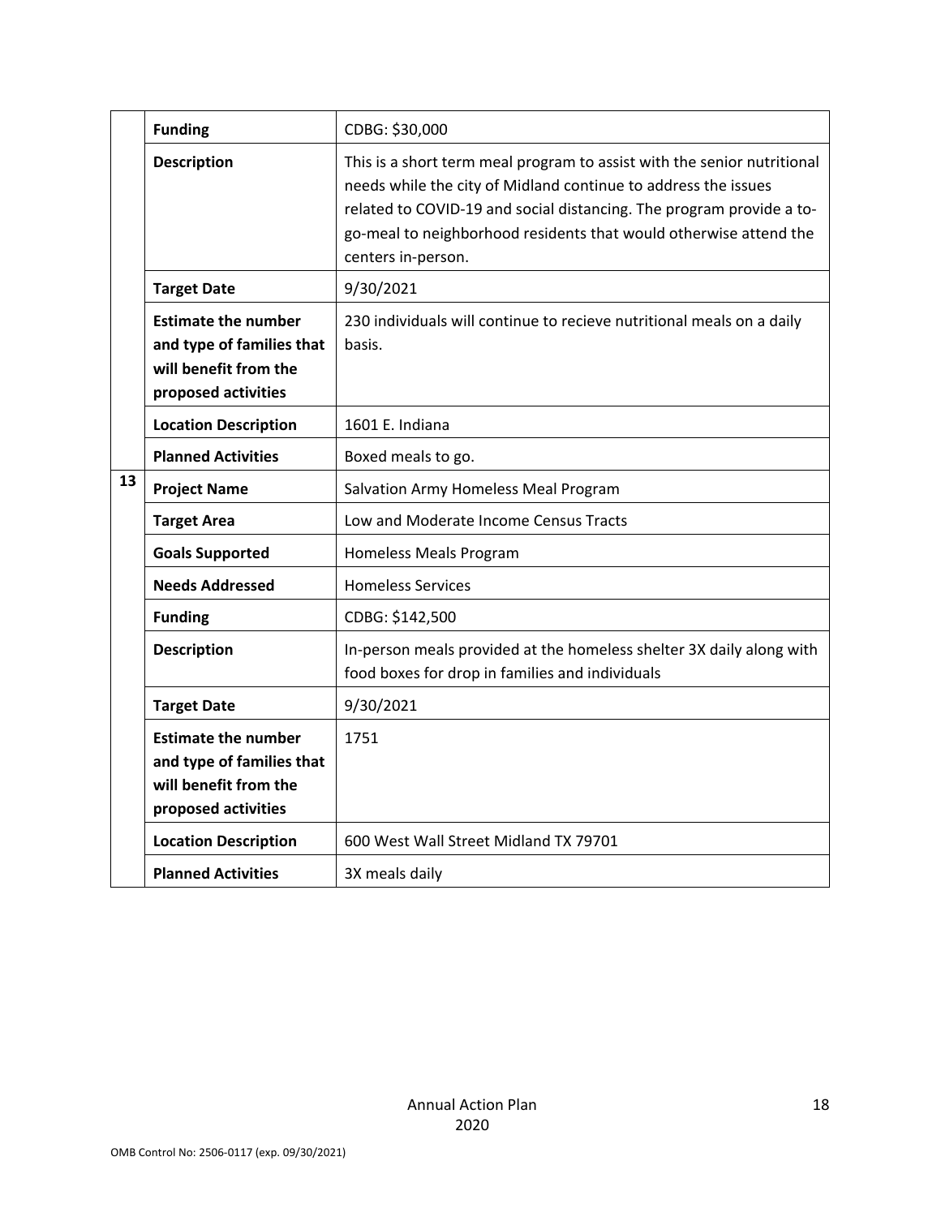| | | |
|---|---|---|
| | **Funding** | CDBG: $30,000 |
| | **Description** | This is a short term meal program to assist with the senior nutritional needs while the city of Midland continue to address the issues related to COVID-19 and social distancing. The program provide a to-go-meal to neighborhood residents that would otherwise attend the centers in-person. |
| | **Target Date** | 9/30/2021 |
| | **Estimate the number and type of families that will benefit from the proposed activities** | 230 individuals will continue to recieve nutritional meals on a daily basis. |
| | **Location Description** | 1601 E. Indiana |
| | **Planned Activities** | Boxed meals to go. |
| **13** | **Project Name** | Salvation Army Homeless Meal Program |
| | **Target Area** | Low and Moderate Income Census Tracts |
| | **Goals Supported** | Homeless Meals Program |
| | **Needs Addressed** | Homeless Services |
| | **Funding** | CDBG: $142,500 |
| | **Description** | In-person meals provided at the homeless shelter 3X daily along with food boxes for drop in families and individuals |
| | **Target Date** | 9/30/2021 |
| | **Estimate the number and type of families that will benefit from the proposed activities** | 1751 |
| | **Location Description** | 600 West Wall Street Midland TX 79701 |
| | **Planned Activities** | 3X meals daily |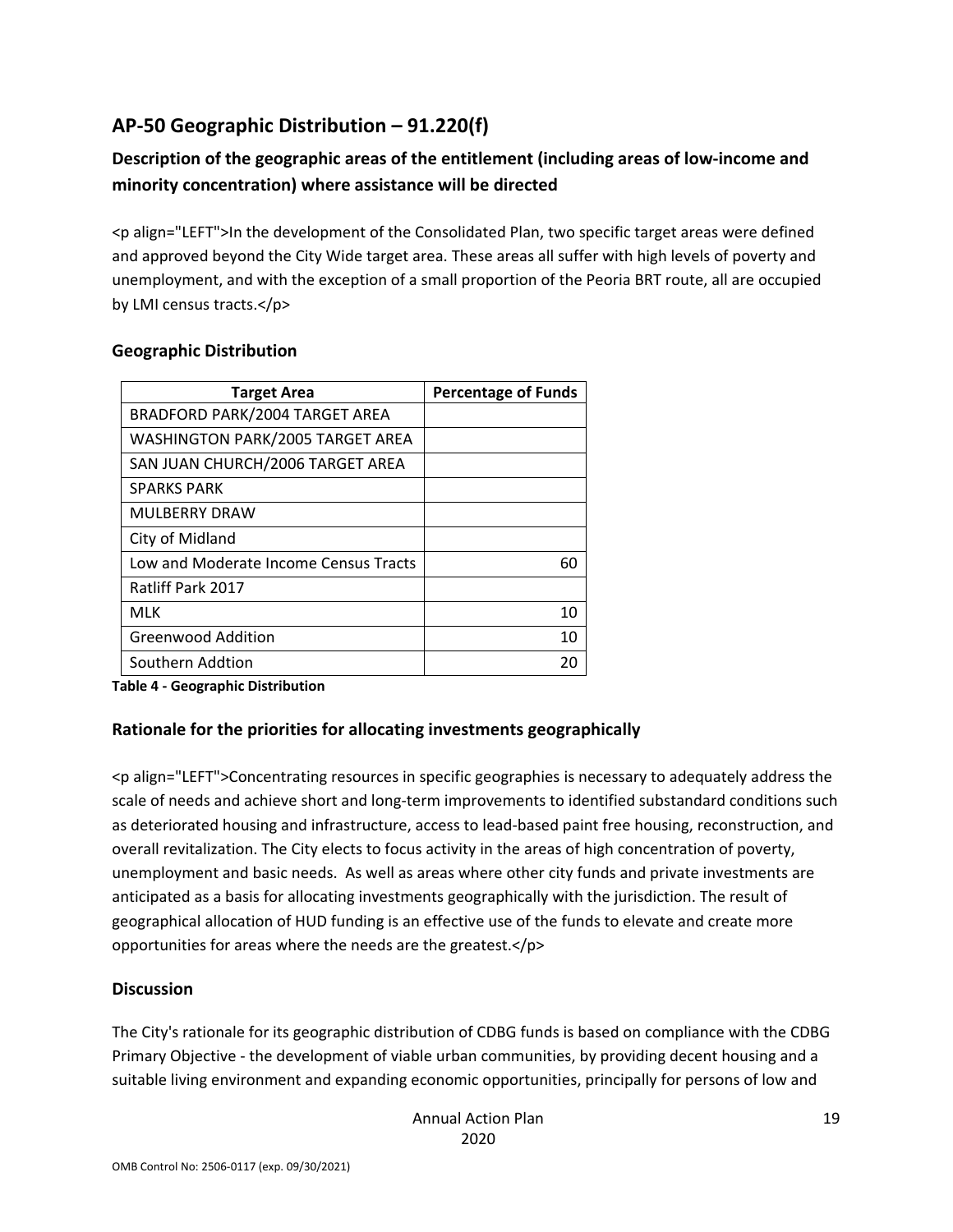## AP-50 Geographic Distribution – 91.220(f)

### Description of the geographic areas of the entitlement (including areas of low-income and minority concentration) where assistance will be directed

<p align="LEFT">In the development of the Consolidated Plan, two specific target areas were defined and approved beyond the City Wide target area. These areas all suffer with high levels of poverty and unemployment, and with the exception of a small proportion of the Peoria BRT route, all are occupied by LMI census tracts.</p>

### Geographic Distribution

| Target Area | Percentage of Funds |
|---|---|
| BRADFORD PARK/2004 TARGET AREA | |
| WASHINGTON PARK/2005 TARGET AREA | |
| SAN JUAN CHURCH/2006 TARGET AREA | |
| SPARKS PARK | |
| MULBERRY DRAW | |
| City of Midland | |
| Low and Moderate Income Census Tracts | 60 |
| Ratliff Park 2017 | |
| MLK | 10 |
| Greenwood Addition | 10 |
| Southern Addtion | 20 |

**Table 4 - Geographic Distribution**

### Rationale for the priorities for allocating investments geographically

<p align="LEFT">Concentrating resources in specific geographies is necessary to adequately address the scale of needs and achieve short and long-term improvements to identified substandard conditions such as deteriorated housing and infrastructure, access to lead-based paint free housing, reconstruction, and overall revitalization. The City elects to focus activity in the areas of high concentration of poverty, unemployment and basic needs.  As well as areas where other city funds and private investments are anticipated as a basis for allocating investments geographically with the jurisdiction. The result of geographical allocation of HUD funding is an effective use of the funds to elevate and create more opportunities for areas where the needs are the greatest.</p>

### Discussion

The City's rationale for its geographic distribution of CDBG funds is based on compliance with the CDBG Primary Objective - the development of viable urban communities, by providing decent housing and a suitable living environment and expanding economic opportunities, principally for persons of low and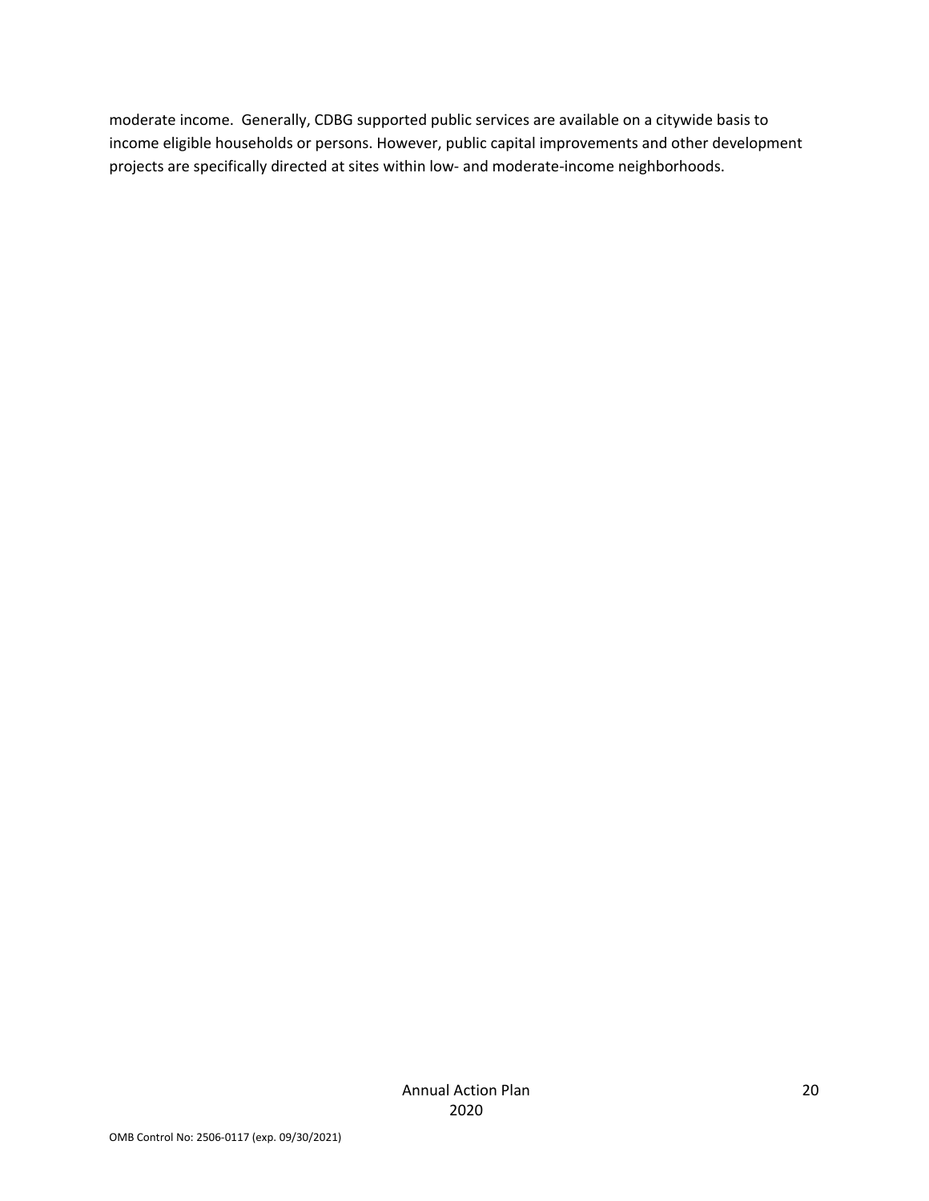moderate income. Generally, CDBG supported public services are available on a citywide basis to income eligible households or persons. However, public capital improvements and other development projects are specifically directed at sites within low- and moderate-income neighborhoods.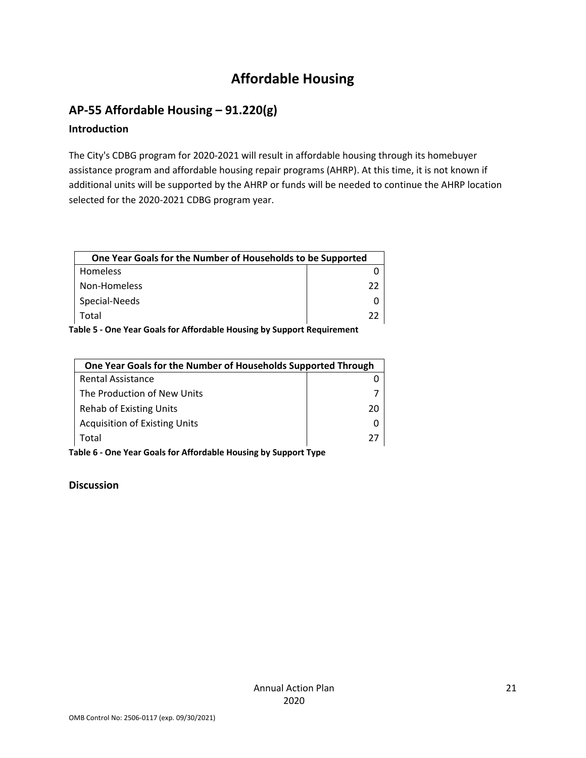# Affordable Housing

## AP-55 Affordable Housing – 91.220(g)

### Introduction

The City's CDBG program for 2020-2021 will result in affordable housing through its homebuyer assistance program and affordable housing repair programs (AHRP). At this time, it is not known if additional units will be supported by the AHRP or funds will be needed to continue the AHRP location selected for the 2020-2021 CDBG program year.

| One Year Goals for the Number of Households to be Supported | |
|---|---|
| Homeless | 0 |
| Non-Homeless | 22 |
| Special-Needs | 0 |
| Total | 22 |

**Table 5 - One Year Goals for Affordable Housing by Support Requirement**

| One Year Goals for the Number of Households Supported Through | |
|---|---|
| Rental Assistance | 0 |
| The Production of New Units | 7 |
| Rehab of Existing Units | 20 |
| Acquisition of Existing Units | 0 |
| Total | 27 |

**Table 6 - One Year Goals for Affordable Housing by Support Type**

### Discussion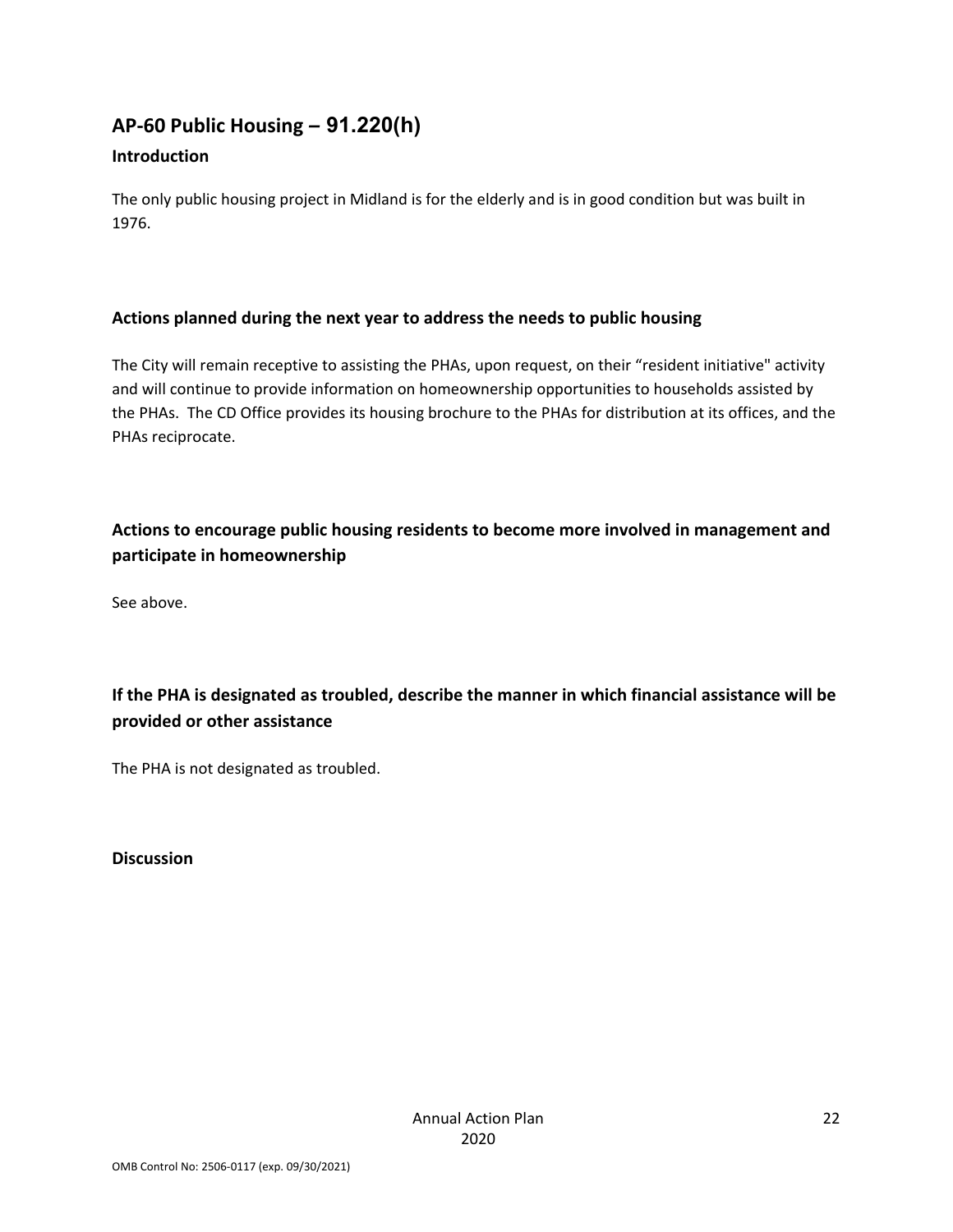## AP-60 Public Housing – 91.220(h)

### Introduction

The only public housing project in Midland is for the elderly and is in good condition but was built in 1976.

### Actions planned during the next year to address the needs to public housing

The City will remain receptive to assisting the PHAs, upon request, on their "resident initiative" activity and will continue to provide information on homeownership opportunities to households assisted by the PHAs. The CD Office provides its housing brochure to the PHAs for distribution at its offices, and the PHAs reciprocate.

### Actions to encourage public housing residents to become more involved in management and participate in homeownership

See above.

### If the PHA is designated as troubled, describe the manner in which financial assistance will be provided or other assistance

The PHA is not designated as troubled.

### Discussion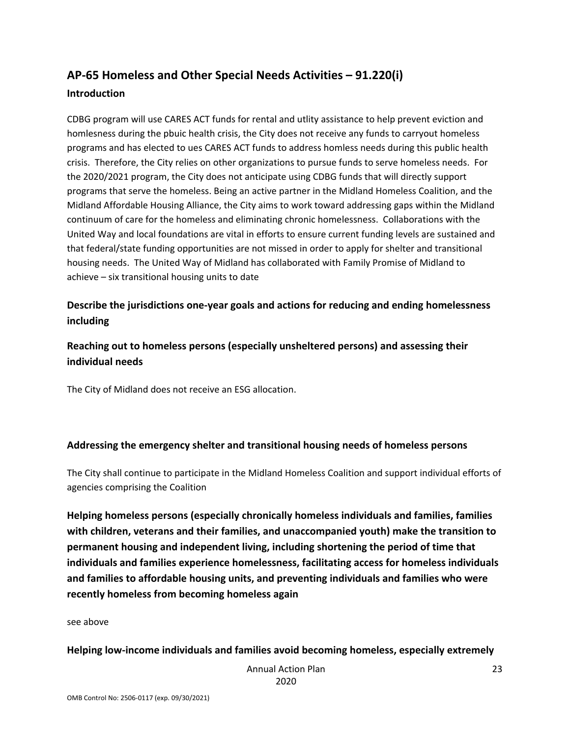## AP-65 Homeless and Other Special Needs Activities – 91.220(i)

### Introduction

CDBG program will use CARES ACT funds for rental and utlity assistance to help prevent eviction and homlesness during the pbuic health crisis, the City does not receive any funds to carryout homeless programs and has elected to ues CARES ACT funds to address homless needs during this public health crisis. Therefore, the City relies on other organizations to pursue funds to serve homeless needs. For the 2020/2021 program, the City does not anticipate using CDBG funds that will directly support programs that serve the homeless. Being an active partner in the Midland Homeless Coalition, and the Midland Affordable Housing Alliance, the City aims to work toward addressing gaps within the Midland continuum of care for the homeless and eliminating chronic homelessness. Collaborations with the United Way and local foundations are vital in efforts to ensure current funding levels are sustained and that federal/state funding opportunities are not missed in order to apply for shelter and transitional housing needs. The United Way of Midland has collaborated with Family Promise of Midland to achieve – six transitional housing units to date

### Describe the jurisdictions one-year goals and actions for reducing and ending homelessness including

### Reaching out to homeless persons (especially unsheltered persons) and assessing their individual needs

The City of Midland does not receive an ESG allocation.

#### Addressing the emergency shelter and transitional housing needs of homeless persons

The City shall continue to participate in the Midland Homeless Coalition and support individual efforts of agencies comprising the Coalition

### Helping homeless persons (especially chronically homeless individuals and families, families with children, veterans and their families, and unaccompanied youth) make the transition to permanent housing and independent living, including shortening the period of time that individuals and families experience homelessness, facilitating access for homeless individuals and families to affordable housing units, and preventing individuals and families who were recently homeless from becoming homeless again

see above

#### Helping low-income individuals and families avoid becoming homeless, especially extremely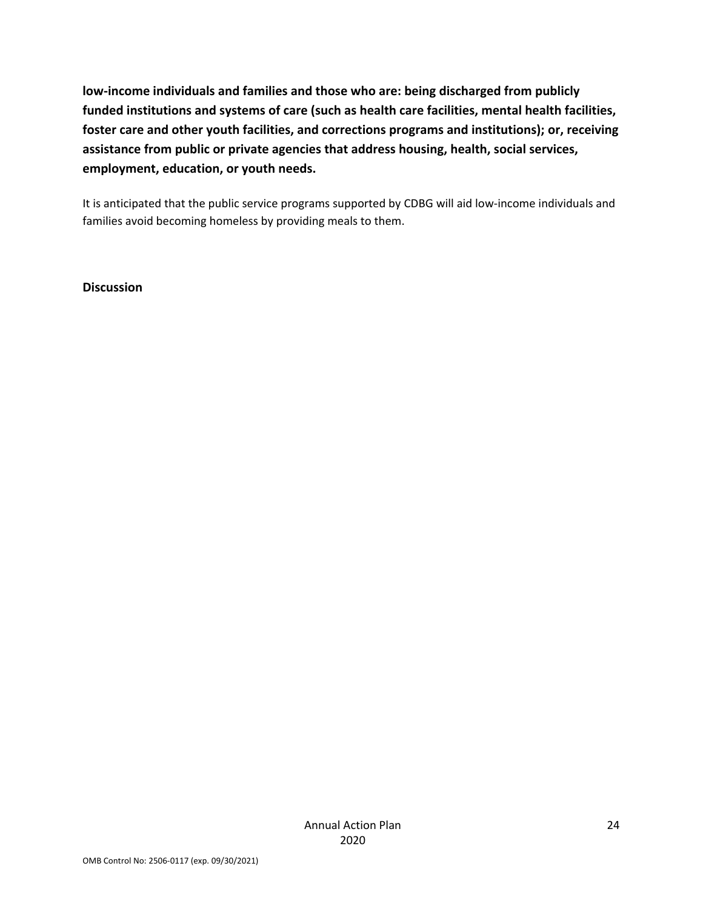**low-income individuals and families and those who are: being discharged from publicly funded institutions and systems of care (such as health care facilities, mental health facilities, foster care and other youth facilities, and corrections programs and institutions); or, receiving assistance from public or private agencies that address housing, health, social services, employment, education, or youth needs.**

It is anticipated that the public service programs supported by CDBG will aid low-income individuals and families avoid becoming homeless by providing meals to them.

**Discussion**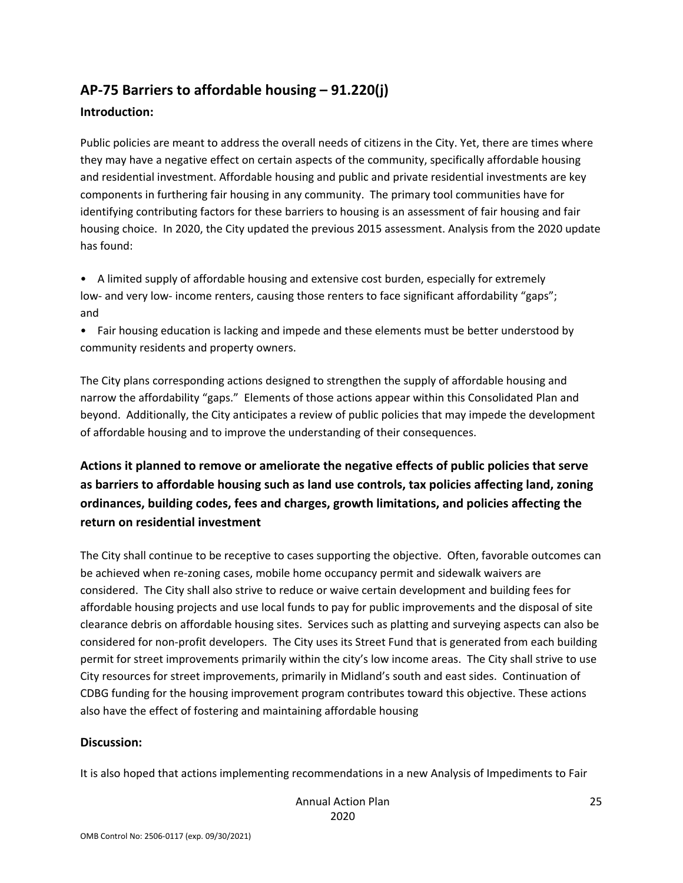## AP-75 Barriers to affordable housing – 91.220(j)

### Introduction:

Public policies are meant to address the overall needs of citizens in the City. Yet, there are times where they may have a negative effect on certain aspects of the community, specifically affordable housing and residential investment. Affordable housing and public and private residential investments are key components in furthering fair housing in any community. The primary tool communities have for identifying contributing factors for these barriers to housing is an assessment of fair housing and fair housing choice. In 2020, the City updated the previous 2015 assessment. Analysis from the 2020 update has found:

- A limited supply of affordable housing and extensive cost burden, especially for extremely low- and very low- income renters, causing those renters to face significant affordability "gaps"; and
- Fair housing education is lacking and impede and these elements must be better understood by community residents and property owners.

The City plans corresponding actions designed to strengthen the supply of affordable housing and narrow the affordability "gaps." Elements of those actions appear within this Consolidated Plan and beyond. Additionally, the City anticipates a review of public policies that may impede the development of affordable housing and to improve the understanding of their consequences.

### Actions it planned to remove or ameliorate the negative effects of public policies that serve as barriers to affordable housing such as land use controls, tax policies affecting land, zoning ordinances, building codes, fees and charges, growth limitations, and policies affecting the return on residential investment

The City shall continue to be receptive to cases supporting the objective. Often, favorable outcomes can be achieved when re-zoning cases, mobile home occupancy permit and sidewalk waivers are considered. The City shall also strive to reduce or waive certain development and building fees for affordable housing projects and use local funds to pay for public improvements and the disposal of site clearance debris on affordable housing sites. Services such as platting and surveying aspects can also be considered for non-profit developers. The City uses its Street Fund that is generated from each building permit for street improvements primarily within the city's low income areas. The City shall strive to use City resources for street improvements, primarily in Midland's south and east sides. Continuation of CDBG funding for the housing improvement program contributes toward this objective. These actions also have the effect of fostering and maintaining affordable housing

### Discussion:

It is also hoped that actions implementing recommendations in a new Analysis of Impediments to Fair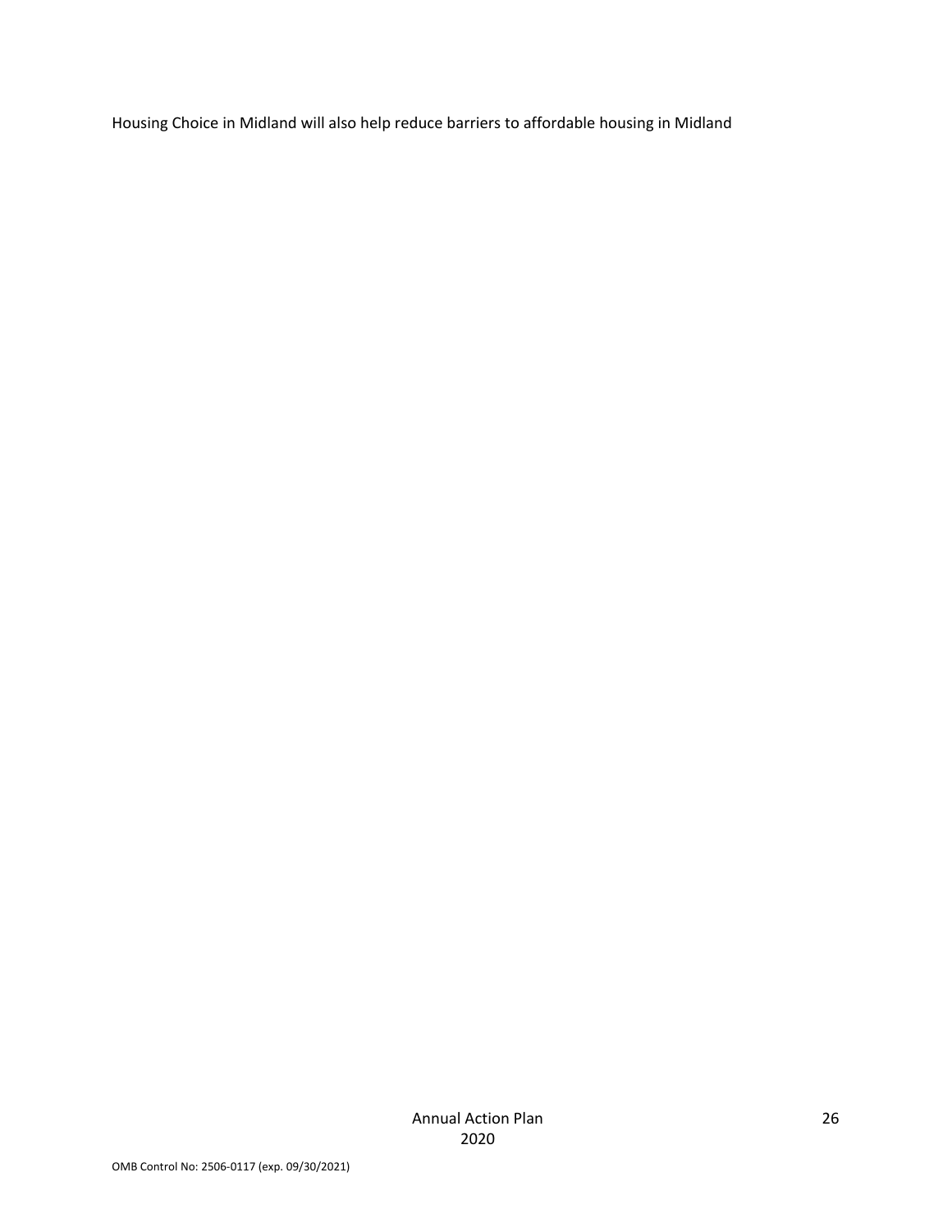Housing Choice in Midland will also help reduce barriers to affordable housing in Midland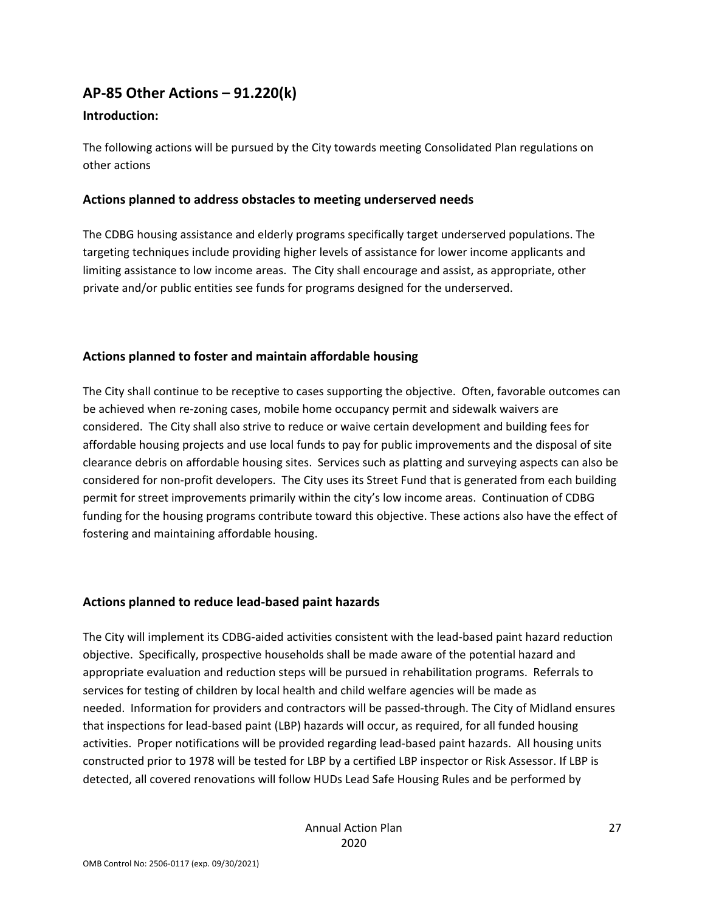## AP-85 Other Actions – 91.220(k)

### Introduction:

The following actions will be pursued by the City towards meeting Consolidated Plan regulations on other actions

### Actions planned to address obstacles to meeting underserved needs

The CDBG housing assistance and elderly programs specifically target underserved populations. The targeting techniques include providing higher levels of assistance for lower income applicants and limiting assistance to low income areas. The City shall encourage and assist, as appropriate, other private and/or public entities see funds for programs designed for the underserved.

### Actions planned to foster and maintain affordable housing

The City shall continue to be receptive to cases supporting the objective. Often, favorable outcomes can be achieved when re-zoning cases, mobile home occupancy permit and sidewalk waivers are considered. The City shall also strive to reduce or waive certain development and building fees for affordable housing projects and use local funds to pay for public improvements and the disposal of site clearance debris on affordable housing sites. Services such as platting and surveying aspects can also be considered for non-profit developers. The City uses its Street Fund that is generated from each building permit for street improvements primarily within the city's low income areas. Continuation of CDBG funding for the housing programs contribute toward this objective. These actions also have the effect of fostering and maintaining affordable housing.

### Actions planned to reduce lead-based paint hazards

The City will implement its CDBG-aided activities consistent with the lead-based paint hazard reduction objective. Specifically, prospective households shall be made aware of the potential hazard and appropriate evaluation and reduction steps will be pursued in rehabilitation programs. Referrals to services for testing of children by local health and child welfare agencies will be made as needed. Information for providers and contractors will be passed-through. The City of Midland ensures that inspections for lead-based paint (LBP) hazards will occur, as required, for all funded housing activities. Proper notifications will be provided regarding lead-based paint hazards. All housing units constructed prior to 1978 will be tested for LBP by a certified LBP inspector or Risk Assessor. If LBP is detected, all covered renovations will follow HUDs Lead Safe Housing Rules and be performed by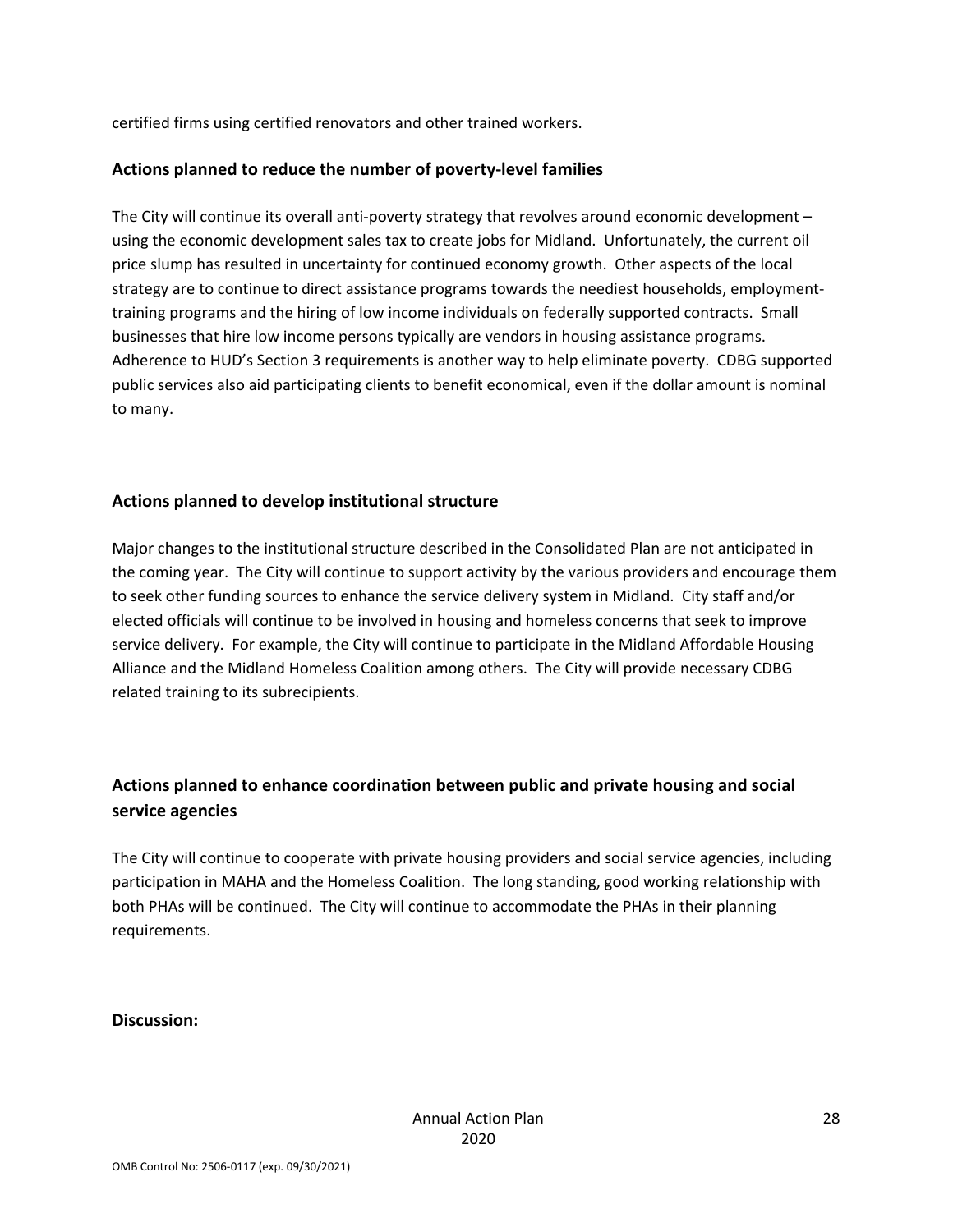certified firms using certified renovators and other trained workers.

**Actions planned to reduce the number of poverty-level families**

The City will continue its overall anti-poverty strategy that revolves around economic development – using the economic development sales tax to create jobs for Midland. Unfortunately, the current oil price slump has resulted in uncertainty for continued economy growth. Other aspects of the local strategy are to continue to direct assistance programs towards the neediest households, employment-training programs and the hiring of low income individuals on federally supported contracts. Small businesses that hire low income persons typically are vendors in housing assistance programs. Adherence to HUD's Section 3 requirements is another way to help eliminate poverty. CDBG supported public services also aid participating clients to benefit economical, even if the dollar amount is nominal to many.

**Actions planned to develop institutional structure**

Major changes to the institutional structure described in the Consolidated Plan are not anticipated in the coming year. The City will continue to support activity by the various providers and encourage them to seek other funding sources to enhance the service delivery system in Midland. City staff and/or elected officials will continue to be involved in housing and homeless concerns that seek to improve service delivery. For example, the City will continue to participate in the Midland Affordable Housing Alliance and the Midland Homeless Coalition among others. The City will provide necessary CDBG related training to its subrecipients.

**Actions planned to enhance coordination between public and private housing and social service agencies**

The City will continue to cooperate with private housing providers and social service agencies, including participation in MAHA and the Homeless Coalition. The long standing, good working relationship with both PHAs will be continued. The City will continue to accommodate the PHAs in their planning requirements.

**Discussion:**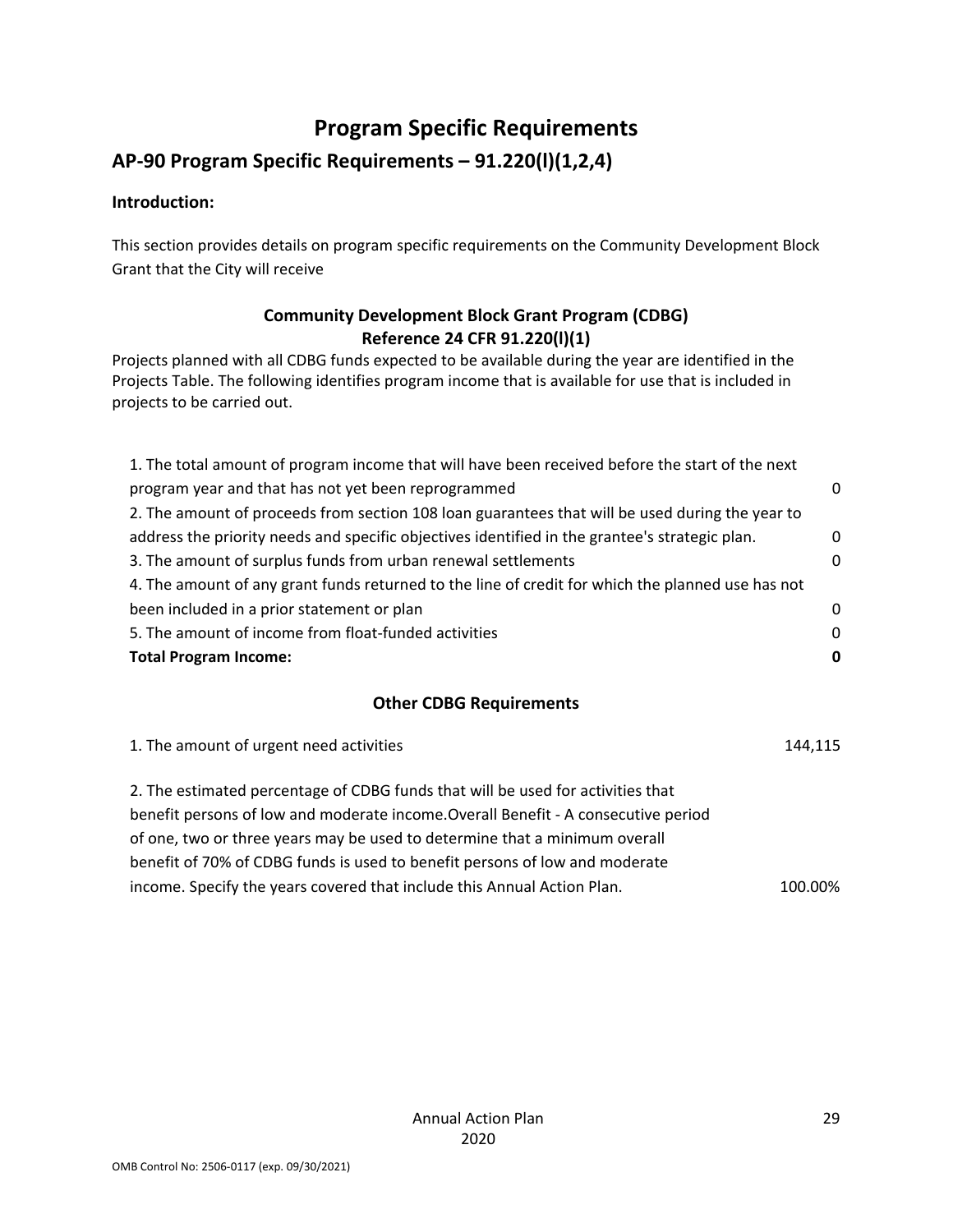# Program Specific Requirements

## AP-90 Program Specific Requirements – 91.220(l)(1,2,4)

**Introduction:**

This section provides details on program specific requirements on the Community Development Block Grant that the City will receive

### Community Development Block Grant Program (CDBG)
### Reference 24 CFR 91.220(l)(1)

Projects planned with all CDBG funds expected to be available during the year are identified in the Projects Table. The following identifies program income that is available for use that is included in projects to be carried out.

| | |
|---|---|
| 1. The total amount of program income that will have been received before the start of the next program year and that has not yet been reprogrammed | 0 |
| 2. The amount of proceeds from section 108 loan guarantees that will be used during the year to address the priority needs and specific objectives identified in the grantee's strategic plan. | 0 |
| 3. The amount of surplus funds from urban renewal settlements | 0 |
| 4. The amount of any grant funds returned to the line of credit for which the planned use has not been included in a prior statement or plan | 0 |
| 5. The amount of income from float-funded activities | 0 |
| **Total Program Income:** | **0** |

### Other CDBG Requirements

| | |
|---|---|
| 1. The amount of urgent need activities | 144,115 |
| 2. The estimated percentage of CDBG funds that will be used for activities that benefit persons of low and moderate income.Overall Benefit - A consecutive period of one, two or three years may be used to determine that a minimum overall benefit of 70% of CDBG funds is used to benefit persons of low and moderate income. Specify the years covered that include this Annual Action Plan. | 100.00% |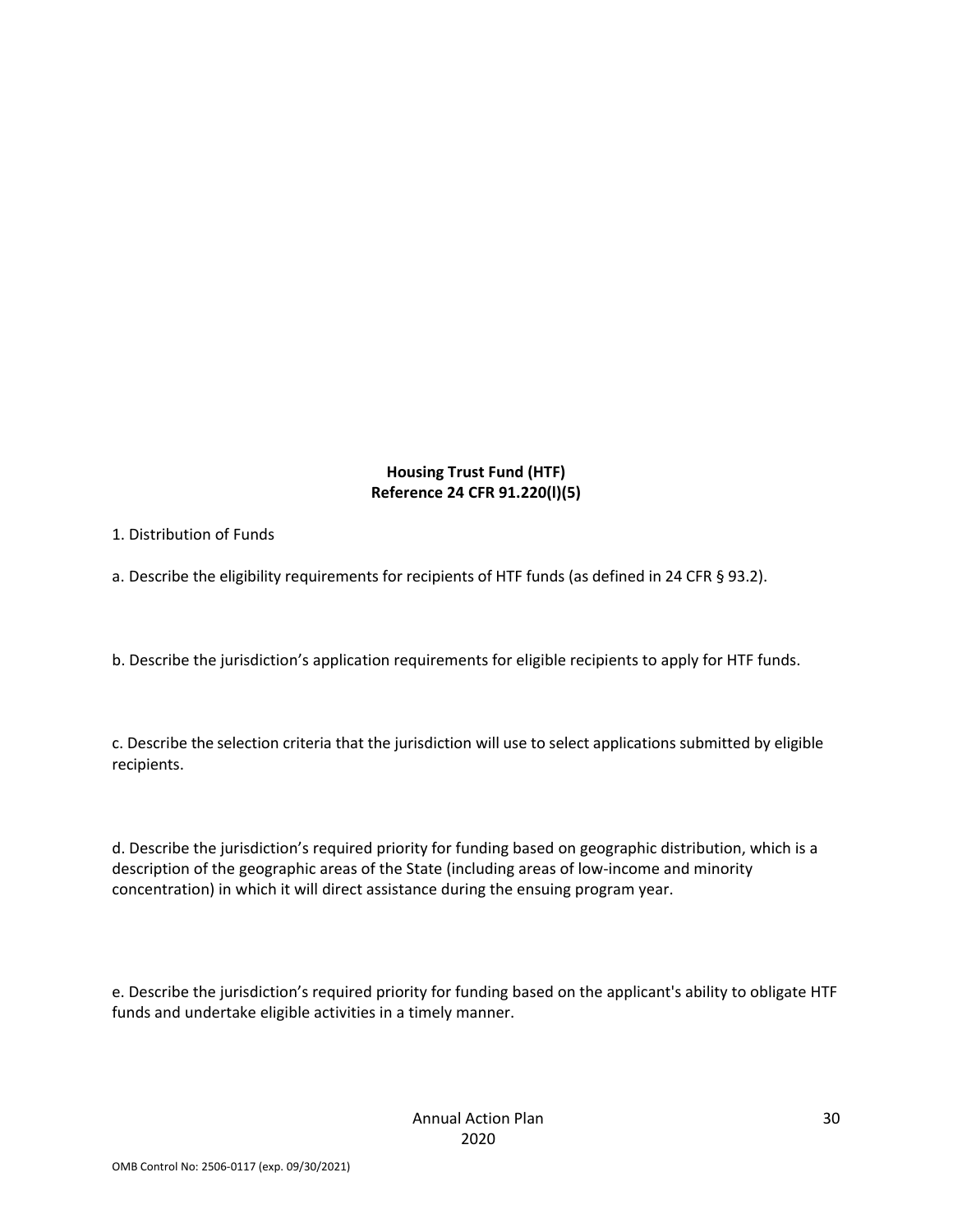**Housing Trust Fund (HTF)**
**Reference 24 CFR 91.220(l)(5)**

1. Distribution of Funds

a. Describe the eligibility requirements for recipients of HTF funds (as defined in 24 CFR § 93.2).

b. Describe the jurisdiction's application requirements for eligible recipients to apply for HTF funds.

c. Describe the selection criteria that the jurisdiction will use to select applications submitted by eligible recipients.

d. Describe the jurisdiction's required priority for funding based on geographic distribution, which is a description of the geographic areas of the State (including areas of low-income and minority concentration) in which it will direct assistance during the ensuing program year.

e. Describe the jurisdiction's required priority for funding based on the applicant's ability to obligate HTF funds and undertake eligible activities in a timely manner.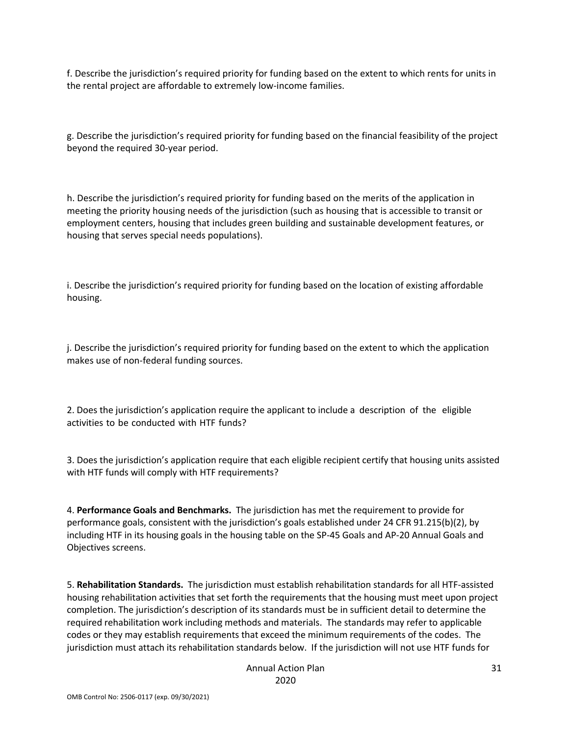f. Describe the jurisdiction's required priority for funding based on the extent to which rents for units in the rental project are affordable to extremely low-income families.

g. Describe the jurisdiction's required priority for funding based on the financial feasibility of the project beyond the required 30-year period.

h. Describe the jurisdiction's required priority for funding based on the merits of the application in meeting the priority housing needs of the jurisdiction (such as housing that is accessible to transit or employment centers, housing that includes green building and sustainable development features, or housing that serves special needs populations).

i. Describe the jurisdiction's required priority for funding based on the location of existing affordable housing.

j. Describe the jurisdiction's required priority for funding based on the extent to which the application makes use of non-federal funding sources.

2. Does the jurisdiction's application require the applicant to include a description of the eligible activities to be conducted with HTF funds?

3. Does the jurisdiction's application require that each eligible recipient certify that housing units assisted with HTF funds will comply with HTF requirements?

4. **Performance Goals and Benchmarks.** The jurisdiction has met the requirement to provide for performance goals, consistent with the jurisdiction's goals established under 24 CFR 91.215(b)(2), by including HTF in its housing goals in the housing table on the SP-45 Goals and AP-20 Annual Goals and Objectives screens.

5. **Rehabilitation Standards.** The jurisdiction must establish rehabilitation standards for all HTF-assisted housing rehabilitation activities that set forth the requirements that the housing must meet upon project completion. The jurisdiction's description of its standards must be in sufficient detail to determine the required rehabilitation work including methods and materials. The standards may refer to applicable codes or they may establish requirements that exceed the minimum requirements of the codes. The jurisdiction must attach its rehabilitation standards below. If the jurisdiction will not use HTF funds for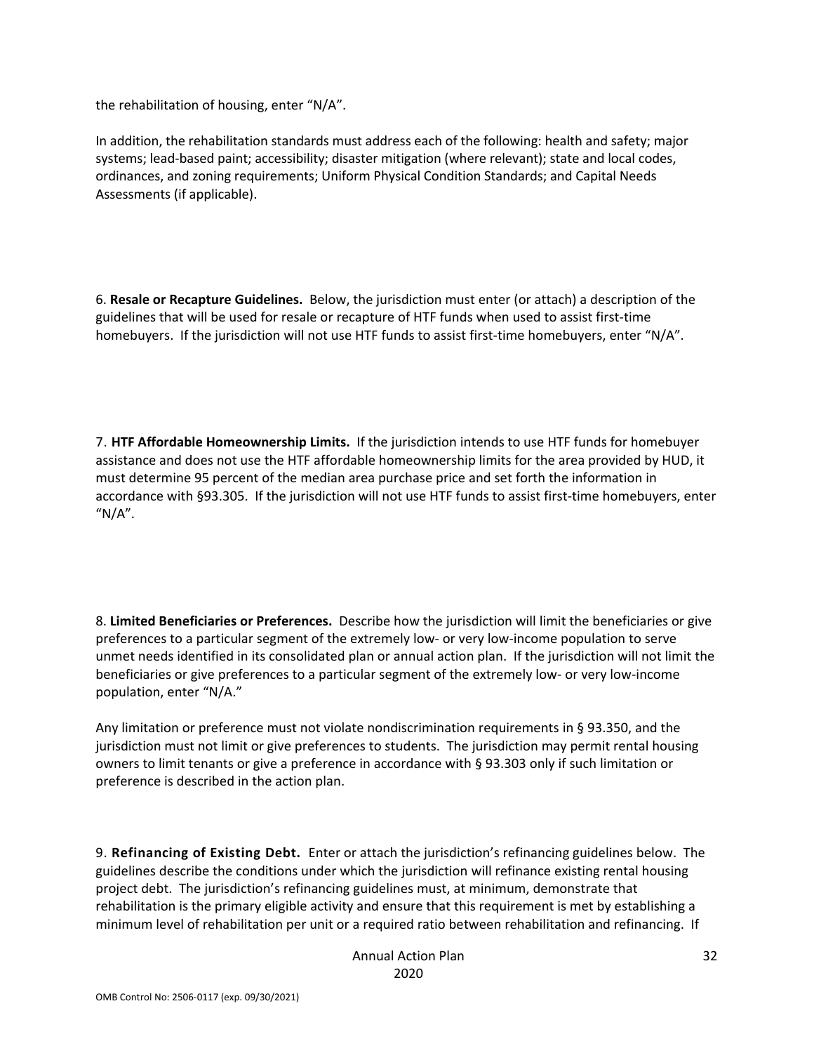the rehabilitation of housing, enter "N/A".

In addition, the rehabilitation standards must address each of the following: health and safety; major systems; lead-based paint; accessibility; disaster mitigation (where relevant); state and local codes, ordinances, and zoning requirements; Uniform Physical Condition Standards; and Capital Needs Assessments (if applicable).

6. **Resale or Recapture Guidelines.** Below, the jurisdiction must enter (or attach) a description of the guidelines that will be used for resale or recapture of HTF funds when used to assist first-time homebuyers. If the jurisdiction will not use HTF funds to assist first-time homebuyers, enter "N/A".

7. **HTF Affordable Homeownership Limits.** If the jurisdiction intends to use HTF funds for homebuyer assistance and does not use the HTF affordable homeownership limits for the area provided by HUD, it must determine 95 percent of the median area purchase price and set forth the information in accordance with §93.305. If the jurisdiction will not use HTF funds to assist first-time homebuyers, enter "N/A".

8. **Limited Beneficiaries or Preferences.** Describe how the jurisdiction will limit the beneficiaries or give preferences to a particular segment of the extremely low- or very low-income population to serve unmet needs identified in its consolidated plan or annual action plan. If the jurisdiction will not limit the beneficiaries or give preferences to a particular segment of the extremely low- or very low-income population, enter "N/A."

Any limitation or preference must not violate nondiscrimination requirements in § 93.350, and the jurisdiction must not limit or give preferences to students. The jurisdiction may permit rental housing owners to limit tenants or give a preference in accordance with § 93.303 only if such limitation or preference is described in the action plan.

9. **Refinancing of Existing Debt.** Enter or attach the jurisdiction's refinancing guidelines below. The guidelines describe the conditions under which the jurisdiction will refinance existing rental housing project debt. The jurisdiction's refinancing guidelines must, at minimum, demonstrate that rehabilitation is the primary eligible activity and ensure that this requirement is met by establishing a minimum level of rehabilitation per unit or a required ratio between rehabilitation and refinancing. If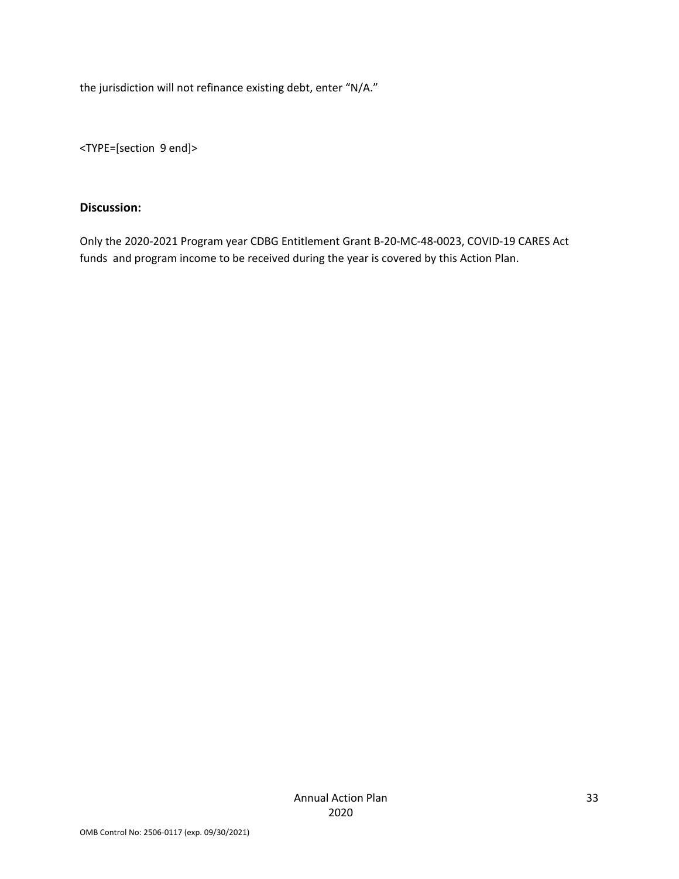the jurisdiction will not refinance existing debt, enter “N/A.”

<TYPE=[section 9 end]>

### Discussion:

Only the 2020-2021 Program year CDBG Entitlement Grant B-20-MC-48-0023, COVID-19 CARES Act funds and program income to be received during the year is covered by this Action Plan.